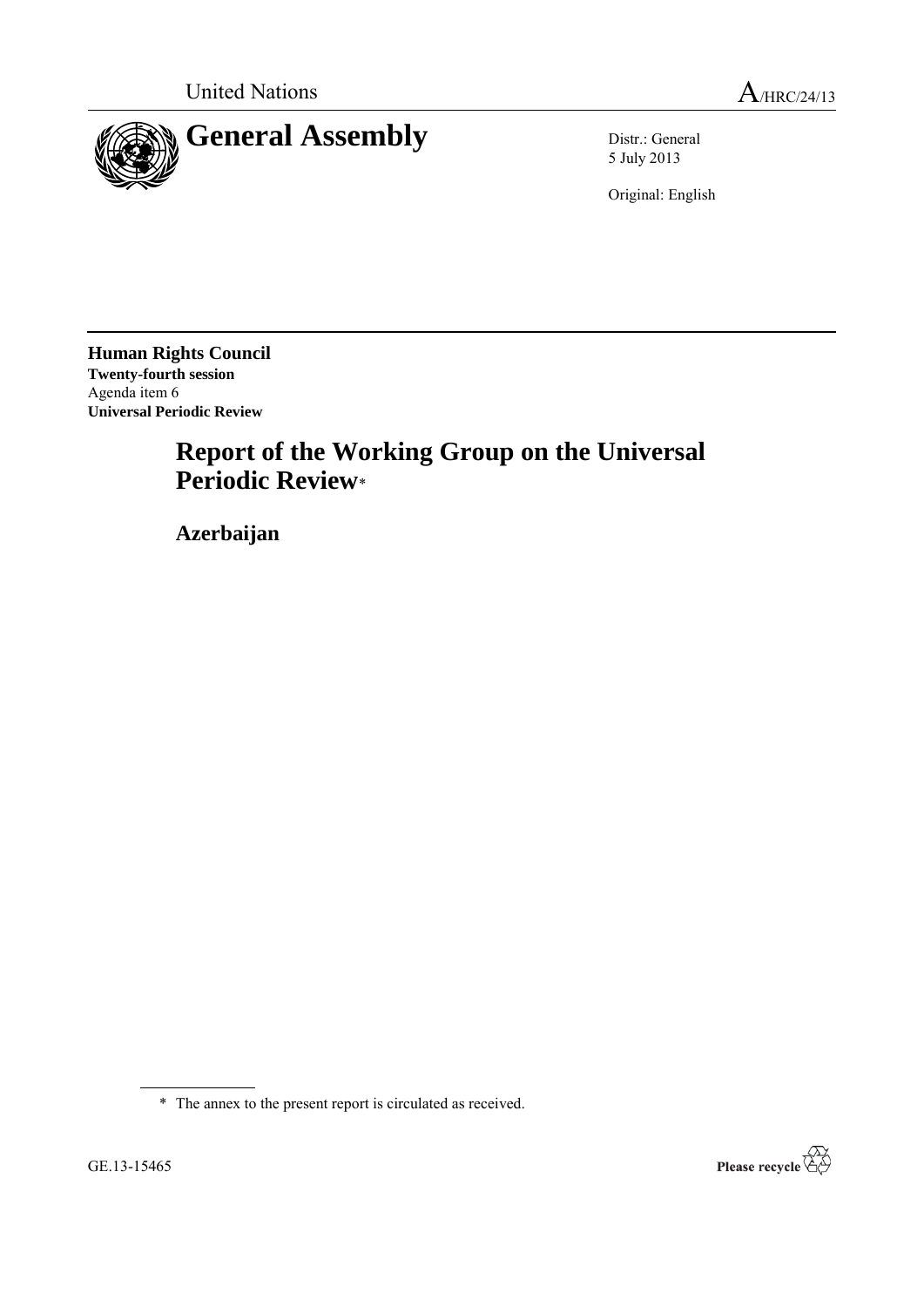United Nations

A/HRC/24/13

# General Assembly

Distr.: General
5 July 2013

Original: English

**Human Rights Council**
**Twenty-fourth session**
Agenda item 6
**Universal Periodic Review**

## Report of the Working Group on the Universal Periodic Review*

## Azerbaijan

\* The annex to the present report is circulated as received.

GE.13-15465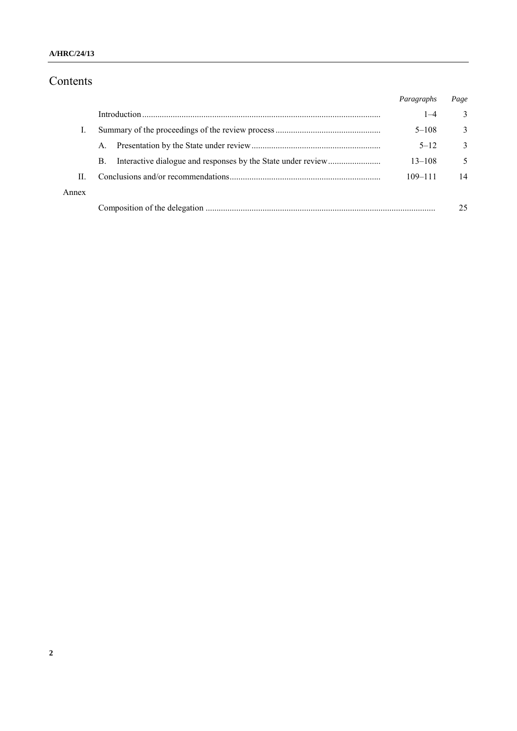# Contents

| | | Paragraphs | Page |
|---|---|---|---|
| | Introduction | 1–4 | 3 |
| I. | Summary of the proceedings of the review process | 5–108 | 3 |
| | A. Presentation by the State under review | 5–12 | 3 |
| | B. Interactive dialogue and responses by the State under review | 13–108 | 5 |
| II. | Conclusions and/or recommendations | 109–111 | 14 |
| Annex | | | |
| | Composition of the delegation | | 25 |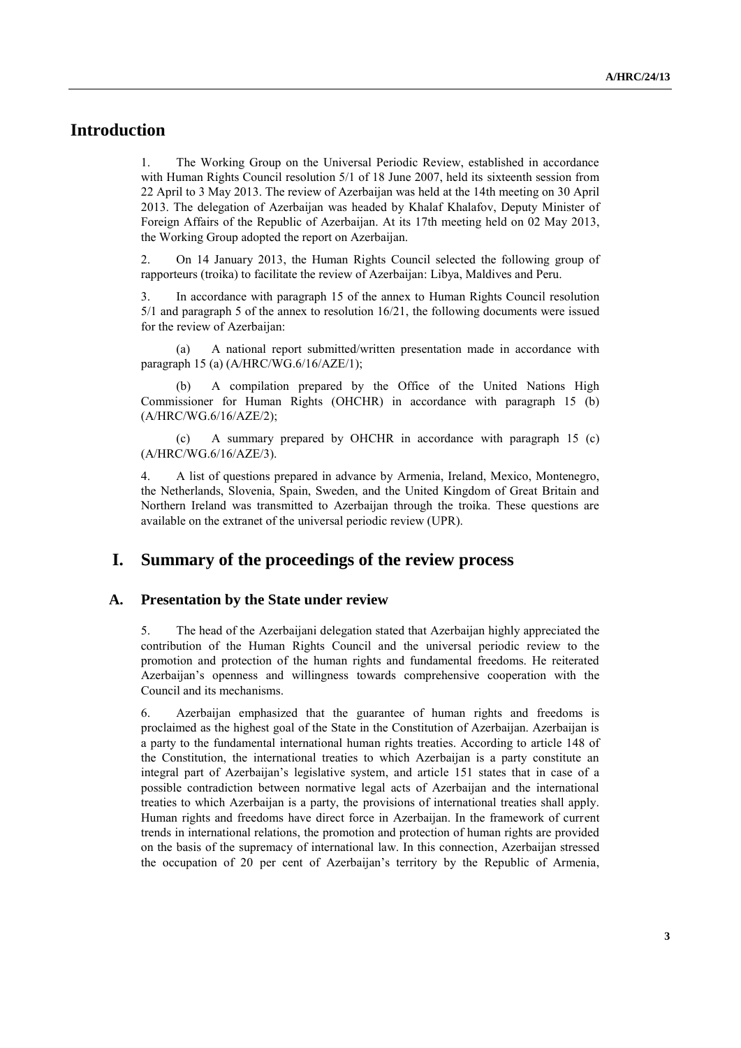# Introduction

1. The Working Group on the Universal Periodic Review, established in accordance with Human Rights Council resolution 5/1 of 18 June 2007, held its sixteenth session from 22 April to 3 May 2013. The review of Azerbaijan was held at the 14th meeting on 30 April 2013. The delegation of Azerbaijan was headed by Khalaf Khalafov, Deputy Minister of Foreign Affairs of the Republic of Azerbaijan. At its 17th meeting held on 02 May 2013, the Working Group adopted the report on Azerbaijan.

2. On 14 January 2013, the Human Rights Council selected the following group of rapporteurs (troika) to facilitate the review of Azerbaijan: Libya, Maldives and Peru.

3. In accordance with paragraph 15 of the annex to Human Rights Council resolution 5/1 and paragraph 5 of the annex to resolution 16/21, the following documents were issued for the review of Azerbaijan:

(a) A national report submitted/written presentation made in accordance with paragraph 15 (a) (A/HRC/WG.6/16/AZE/1);

(b) A compilation prepared by the Office of the United Nations High Commissioner for Human Rights (OHCHR) in accordance with paragraph 15 (b) (A/HRC/WG.6/16/AZE/2);

(c) A summary prepared by OHCHR in accordance with paragraph 15 (c) (A/HRC/WG.6/16/AZE/3).

4. A list of questions prepared in advance by Armenia, Ireland, Mexico, Montenegro, the Netherlands, Slovenia, Spain, Sweden, and the United Kingdom of Great Britain and Northern Ireland was transmitted to Azerbaijan through the troika. These questions are available on the extranet of the universal periodic review (UPR).

# I. Summary of the proceedings of the review process

## A. Presentation by the State under review

5. The head of the Azerbaijani delegation stated that Azerbaijan highly appreciated the contribution of the Human Rights Council and the universal periodic review to the promotion and protection of the human rights and fundamental freedoms. He reiterated Azerbaijan's openness and willingness towards comprehensive cooperation with the Council and its mechanisms.

6. Azerbaijan emphasized that the guarantee of human rights and freedoms is proclaimed as the highest goal of the State in the Constitution of Azerbaijan. Azerbaijan is a party to the fundamental international human rights treaties. According to article 148 of the Constitution, the international treaties to which Azerbaijan is a party constitute an integral part of Azerbaijan's legislative system, and article 151 states that in case of a possible contradiction between normative legal acts of Azerbaijan and the international treaties to which Azerbaijan is a party, the provisions of international treaties shall apply. Human rights and freedoms have direct force in Azerbaijan. In the framework of current trends in international relations, the promotion and protection of human rights are provided on the basis of the supremacy of international law. In this connection, Azerbaijan stressed the occupation of 20 per cent of Azerbaijan's territory by the Republic of Armenia,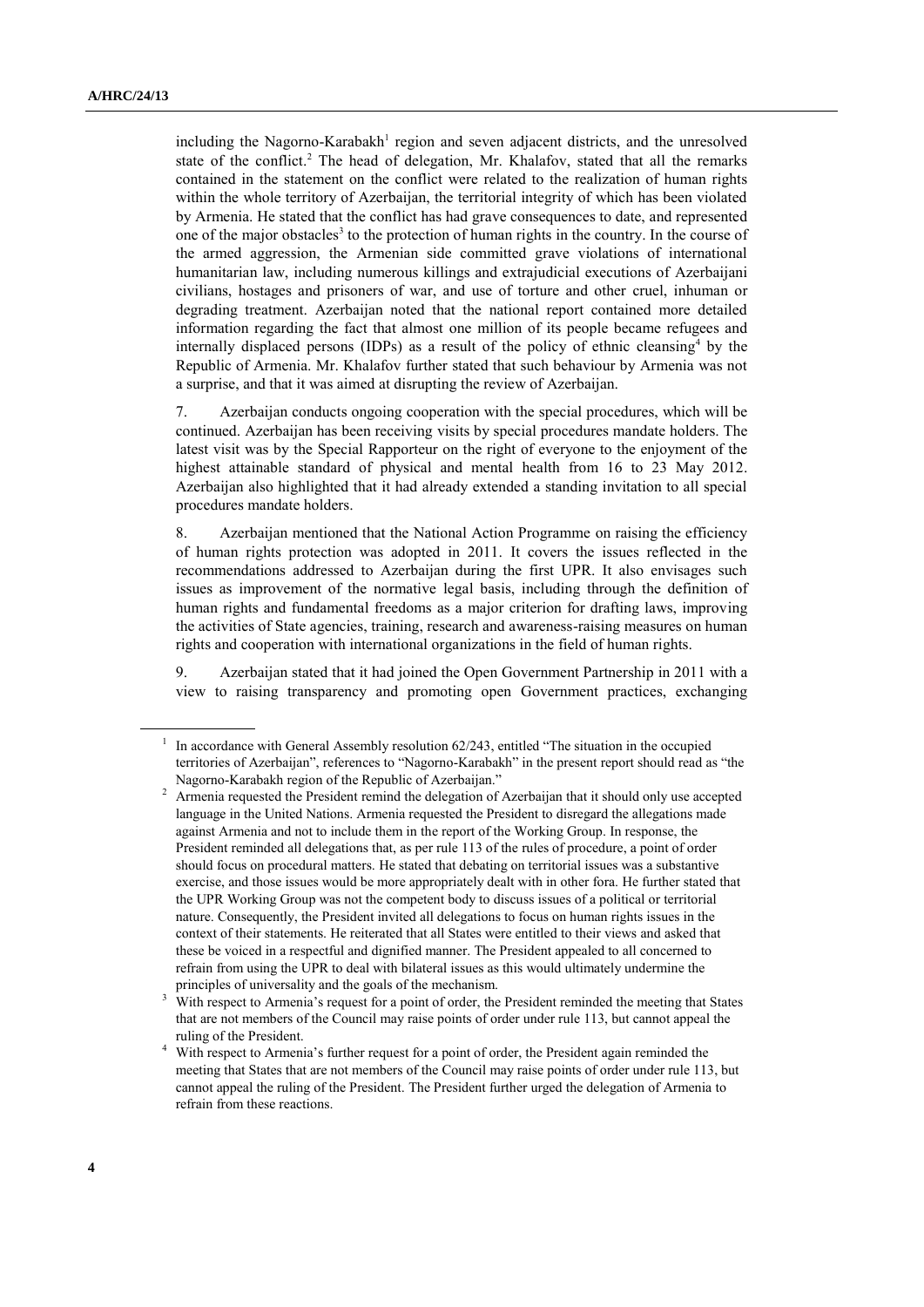including the Nagorno-Karabakh[1] region and seven adjacent districts, and the unresolved state of the conflict.[2] The head of delegation, Mr. Khalafov, stated that all the remarks contained in the statement on the conflict were related to the realization of human rights within the whole territory of Azerbaijan, the territorial integrity of which has been violated by Armenia. He stated that the conflict has had grave consequences to date, and represented one of the major obstacles[3] to the protection of human rights in the country. In the course of the armed aggression, the Armenian side committed grave violations of international humanitarian law, including numerous killings and extrajudicial executions of Azerbaijani civilians, hostages and prisoners of war, and use of torture and other cruel, inhuman or degrading treatment. Azerbaijan noted that the national report contained more detailed information regarding the fact that almost one million of its people became refugees and internally displaced persons (IDPs) as a result of the policy of ethnic cleansing[4] by the Republic of Armenia. Mr. Khalafov further stated that such behaviour by Armenia was not a surprise, and that it was aimed at disrupting the review of Azerbaijan.

7. Azerbaijan conducts ongoing cooperation with the special procedures, which will be continued. Azerbaijan has been receiving visits by special procedures mandate holders. The latest visit was by the Special Rapporteur on the right of everyone to the enjoyment of the highest attainable standard of physical and mental health from 16 to 23 May 2012. Azerbaijan also highlighted that it had already extended a standing invitation to all special procedures mandate holders.

8. Azerbaijan mentioned that the National Action Programme on raising the efficiency of human rights protection was adopted in 2011. It covers the issues reflected in the recommendations addressed to Azerbaijan during the first UPR. It also envisages such issues as improvement of the normative legal basis, including through the definition of human rights and fundamental freedoms as a major criterion for drafting laws, improving the activities of State agencies, training, research and awareness-raising measures on human rights and cooperation with international organizations in the field of human rights.

9. Azerbaijan stated that it had joined the Open Government Partnership in 2011 with a view to raising transparency and promoting open Government practices, exchanging

---

[1] In accordance with General Assembly resolution 62/243, entitled "The situation in the occupied territories of Azerbaijan", references to "Nagorno-Karabakh" in the present report should read as "the Nagorno-Karabakh region of the Republic of Azerbaijan."

[2] Armenia requested the President remind the delegation of Azerbaijan that it should only use accepted language in the United Nations. Armenia requested the President to disregard the allegations made against Armenia and not to include them in the report of the Working Group. In response, the President reminded all delegations that, as per rule 113 of the rules of procedure, a point of order should focus on procedural matters. He stated that debating on territorial issues was a substantive exercise, and those issues would be more appropriately dealt with in other fora. He further stated that the UPR Working Group was not the competent body to discuss issues of a political or territorial nature. Consequently, the President invited all delegations to focus on human rights issues in the context of their statements. He reiterated that all States were entitled to their views and asked that these be voiced in a respectful and dignified manner. The President appealed to all concerned to refrain from using the UPR to deal with bilateral issues as this would ultimately undermine the principles of universality and the goals of the mechanism.

[3] With respect to Armenia's request for a point of order, the President reminded the meeting that States that are not members of the Council may raise points of order under rule 113, but cannot appeal the ruling of the President.

[4] With respect to Armenia's further request for a point of order, the President again reminded the meeting that States that are not members of the Council may raise points of order under rule 113, but cannot appeal the ruling of the President. The President further urged the delegation of Armenia to refrain from these reactions.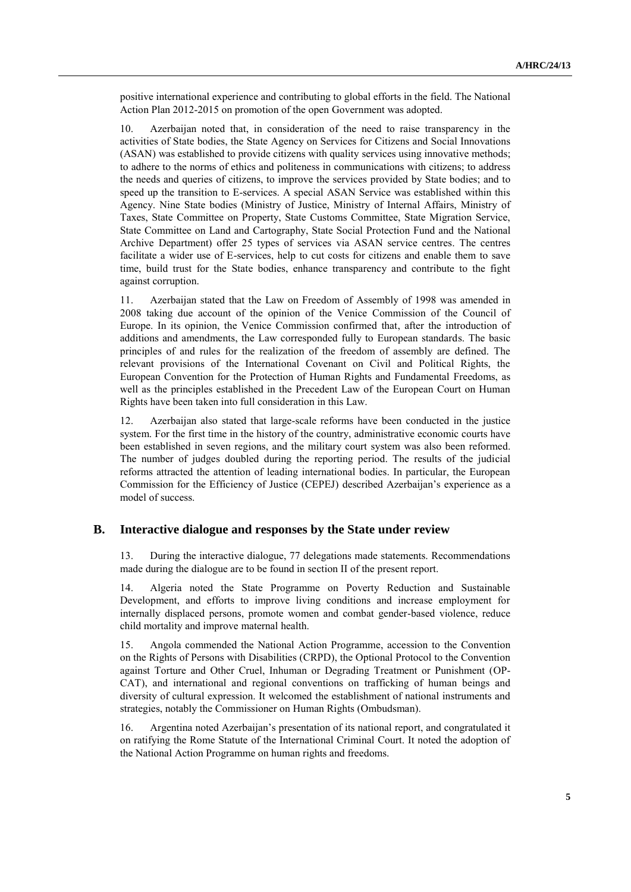positive international experience and contributing to global efforts in the field. The National Action Plan 2012-2015 on promotion of the open Government was adopted.

10. Azerbaijan noted that, in consideration of the need to raise transparency in the activities of State bodies, the State Agency on Services for Citizens and Social Innovations (ASAN) was established to provide citizens with quality services using innovative methods; to adhere to the norms of ethics and politeness in communications with citizens; to address the needs and queries of citizens, to improve the services provided by State bodies; and to speed up the transition to E-services. A special ASAN Service was established within this Agency. Nine State bodies (Ministry of Justice, Ministry of Internal Affairs, Ministry of Taxes, State Committee on Property, State Customs Committee, State Migration Service, State Committee on Land and Cartography, State Social Protection Fund and the National Archive Department) offer 25 types of services via ASAN service centres. The centres facilitate a wider use of E-services, help to cut costs for citizens and enable them to save time, build trust for the State bodies, enhance transparency and contribute to the fight against corruption.

11. Azerbaijan stated that the Law on Freedom of Assembly of 1998 was amended in 2008 taking due account of the opinion of the Venice Commission of the Council of Europe. In its opinion, the Venice Commission confirmed that, after the introduction of additions and amendments, the Law corresponded fully to European standards. The basic principles of and rules for the realization of the freedom of assembly are defined. The relevant provisions of the International Covenant on Civil and Political Rights, the European Convention for the Protection of Human Rights and Fundamental Freedoms, as well as the principles established in the Precedent Law of the European Court on Human Rights have been taken into full consideration in this Law.

12. Azerbaijan also stated that large-scale reforms have been conducted in the justice system. For the first time in the history of the country, administrative economic courts have been established in seven regions, and the military court system was also been reformed. The number of judges doubled during the reporting period. The results of the judicial reforms attracted the attention of leading international bodies. In particular, the European Commission for the Efficiency of Justice (CEPEJ) described Azerbaijan's experience as a model of success.

## B. Interactive dialogue and responses by the State under review

13. During the interactive dialogue, 77 delegations made statements. Recommendations made during the dialogue are to be found in section II of the present report.

14. Algeria noted the State Programme on Poverty Reduction and Sustainable Development, and efforts to improve living conditions and increase employment for internally displaced persons, promote women and combat gender-based violence, reduce child mortality and improve maternal health.

15. Angola commended the National Action Programme, accession to the Convention on the Rights of Persons with Disabilities (CRPD), the Optional Protocol to the Convention against Torture and Other Cruel, Inhuman or Degrading Treatment or Punishment (OP-CAT), and international and regional conventions on trafficking of human beings and diversity of cultural expression. It welcomed the establishment of national instruments and strategies, notably the Commissioner on Human Rights (Ombudsman).

16. Argentina noted Azerbaijan's presentation of its national report, and congratulated it on ratifying the Rome Statute of the International Criminal Court. It noted the adoption of the National Action Programme on human rights and freedoms.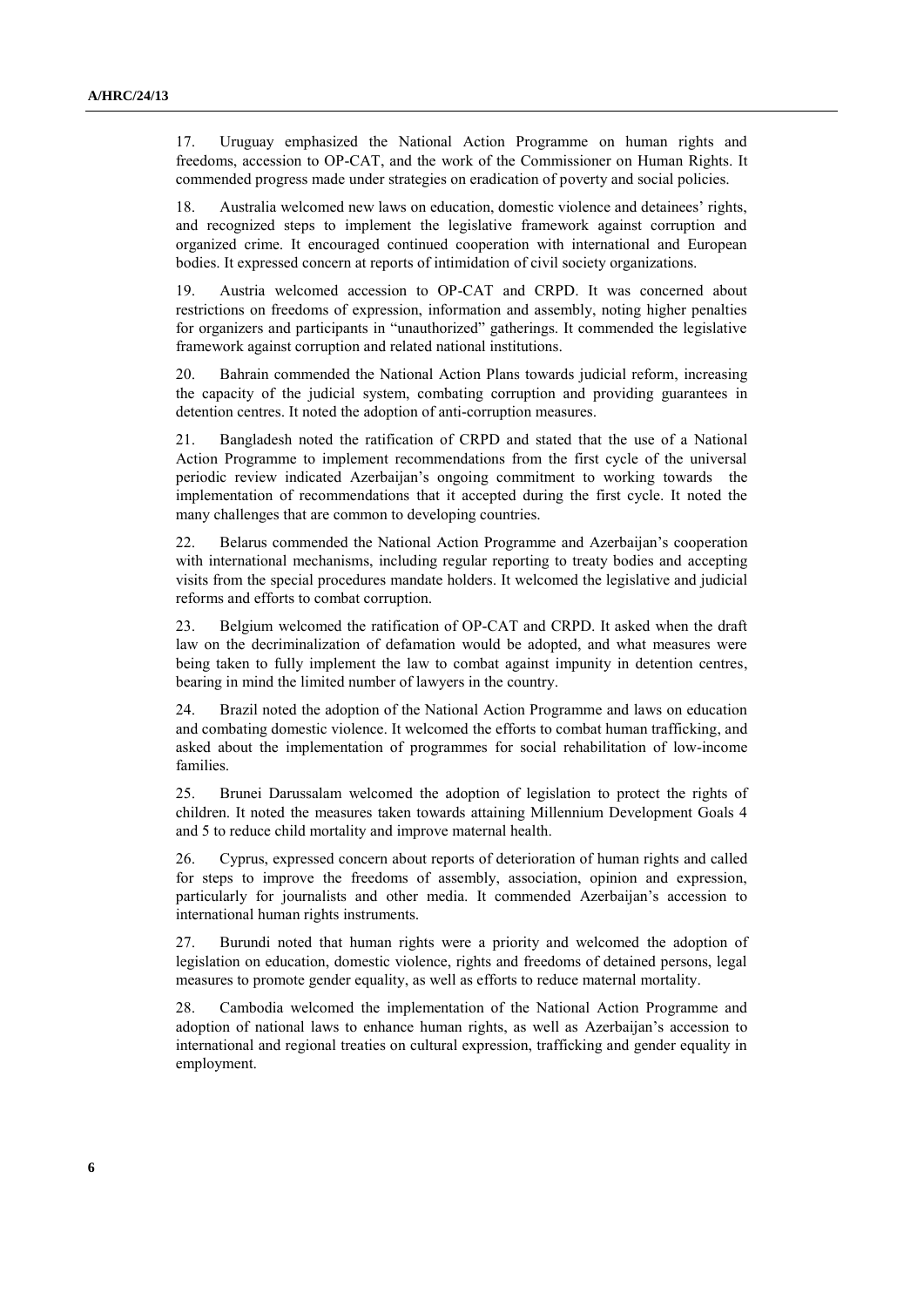17. Uruguay emphasized the National Action Programme on human rights and freedoms, accession to OP-CAT, and the work of the Commissioner on Human Rights. It commended progress made under strategies on eradication of poverty and social policies.

18. Australia welcomed new laws on education, domestic violence and detainees' rights, and recognized steps to implement the legislative framework against corruption and organized crime. It encouraged continued cooperation with international and European bodies. It expressed concern at reports of intimidation of civil society organizations.

19. Austria welcomed accession to OP-CAT and CRPD. It was concerned about restrictions on freedoms of expression, information and assembly, noting higher penalties for organizers and participants in "unauthorized" gatherings. It commended the legislative framework against corruption and related national institutions.

20. Bahrain commended the National Action Plans towards judicial reform, increasing the capacity of the judicial system, combating corruption and providing guarantees in detention centres. It noted the adoption of anti-corruption measures.

21. Bangladesh noted the ratification of CRPD and stated that the use of a National Action Programme to implement recommendations from the first cycle of the universal periodic review indicated Azerbaijan's ongoing commitment to working towards the implementation of recommendations that it accepted during the first cycle. It noted the many challenges that are common to developing countries.

22. Belarus commended the National Action Programme and Azerbaijan's cooperation with international mechanisms, including regular reporting to treaty bodies and accepting visits from the special procedures mandate holders. It welcomed the legislative and judicial reforms and efforts to combat corruption.

23. Belgium welcomed the ratification of OP-CAT and CRPD. It asked when the draft law on the decriminalization of defamation would be adopted, and what measures were being taken to fully implement the law to combat against impunity in detention centres, bearing in mind the limited number of lawyers in the country.

24. Brazil noted the adoption of the National Action Programme and laws on education and combating domestic violence. It welcomed the efforts to combat human trafficking, and asked about the implementation of programmes for social rehabilitation of low-income families.

25. Brunei Darussalam welcomed the adoption of legislation to protect the rights of children. It noted the measures taken towards attaining Millennium Development Goals 4 and 5 to reduce child mortality and improve maternal health.

26. Cyprus, expressed concern about reports of deterioration of human rights and called for steps to improve the freedoms of assembly, association, opinion and expression, particularly for journalists and other media. It commended Azerbaijan's accession to international human rights instruments.

27. Burundi noted that human rights were a priority and welcomed the adoption of legislation on education, domestic violence, rights and freedoms of detained persons, legal measures to promote gender equality, as well as efforts to reduce maternal mortality.

28. Cambodia welcomed the implementation of the National Action Programme and adoption of national laws to enhance human rights, as well as Azerbaijan's accession to international and regional treaties on cultural expression, trafficking and gender equality in employment.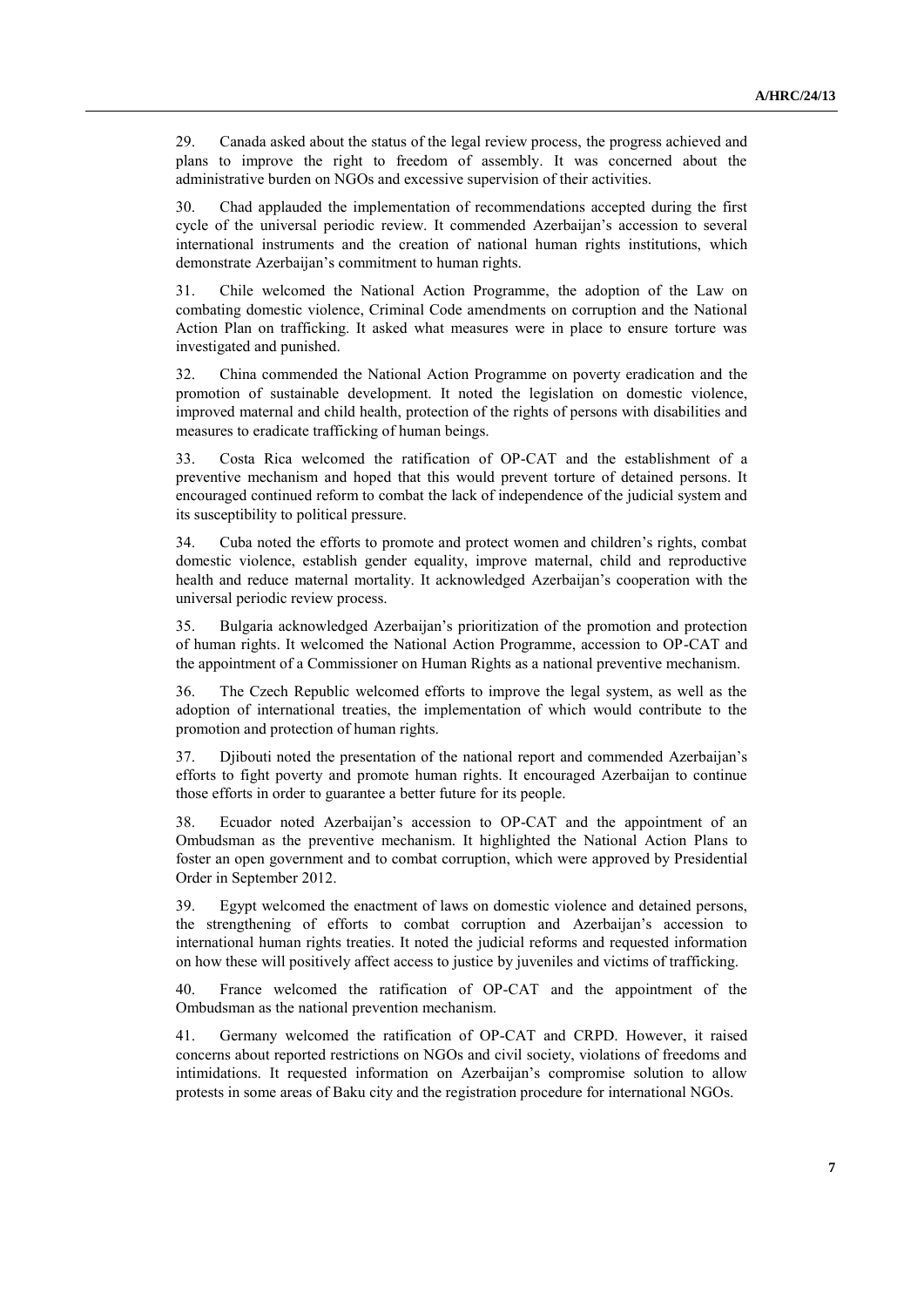29. Canada asked about the status of the legal review process, the progress achieved and plans to improve the right to freedom of assembly. It was concerned about the administrative burden on NGOs and excessive supervision of their activities.

30. Chad applauded the implementation of recommendations accepted during the first cycle of the universal periodic review. It commended Azerbaijan's accession to several international instruments and the creation of national human rights institutions, which demonstrate Azerbaijan's commitment to human rights.

31. Chile welcomed the National Action Programme, the adoption of the Law on combating domestic violence, Criminal Code amendments on corruption and the National Action Plan on trafficking. It asked what measures were in place to ensure torture was investigated and punished.

32. China commended the National Action Programme on poverty eradication and the promotion of sustainable development. It noted the legislation on domestic violence, improved maternal and child health, protection of the rights of persons with disabilities and measures to eradicate trafficking of human beings.

33. Costa Rica welcomed the ratification of OP-CAT and the establishment of a preventive mechanism and hoped that this would prevent torture of detained persons. It encouraged continued reform to combat the lack of independence of the judicial system and its susceptibility to political pressure.

34. Cuba noted the efforts to promote and protect women and children's rights, combat domestic violence, establish gender equality, improve maternal, child and reproductive health and reduce maternal mortality. It acknowledged Azerbaijan's cooperation with the universal periodic review process.

35. Bulgaria acknowledged Azerbaijan's prioritization of the promotion and protection of human rights. It welcomed the National Action Programme, accession to OP-CAT and the appointment of a Commissioner on Human Rights as a national preventive mechanism.

36. The Czech Republic welcomed efforts to improve the legal system, as well as the adoption of international treaties, the implementation of which would contribute to the promotion and protection of human rights.

37. Djibouti noted the presentation of the national report and commended Azerbaijan's efforts to fight poverty and promote human rights. It encouraged Azerbaijan to continue those efforts in order to guarantee a better future for its people.

38. Ecuador noted Azerbaijan's accession to OP-CAT and the appointment of an Ombudsman as the preventive mechanism. It highlighted the National Action Plans to foster an open government and to combat corruption, which were approved by Presidential Order in September 2012.

39. Egypt welcomed the enactment of laws on domestic violence and detained persons, the strengthening of efforts to combat corruption and Azerbaijan's accession to international human rights treaties. It noted the judicial reforms and requested information on how these will positively affect access to justice by juveniles and victims of trafficking.

40. France welcomed the ratification of OP-CAT and the appointment of the Ombudsman as the national prevention mechanism.

41. Germany welcomed the ratification of OP-CAT and CRPD. However, it raised concerns about reported restrictions on NGOs and civil society, violations of freedoms and intimidations. It requested information on Azerbaijan's compromise solution to allow protests in some areas of Baku city and the registration procedure for international NGOs.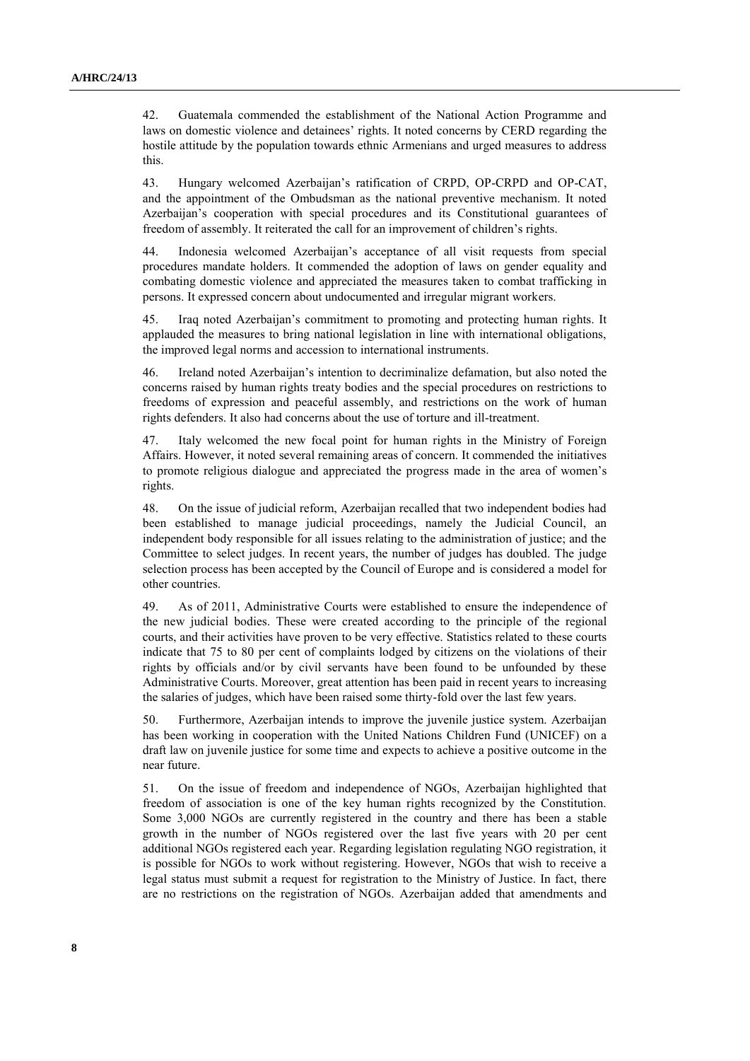42. Guatemala commended the establishment of the National Action Programme and laws on domestic violence and detainees' rights. It noted concerns by CERD regarding the hostile attitude by the population towards ethnic Armenians and urged measures to address this.

43. Hungary welcomed Azerbaijan's ratification of CRPD, OP-CRPD and OP-CAT, and the appointment of the Ombudsman as the national preventive mechanism. It noted Azerbaijan's cooperation with special procedures and its Constitutional guarantees of freedom of assembly. It reiterated the call for an improvement of children's rights.

44. Indonesia welcomed Azerbaijan's acceptance of all visit requests from special procedures mandate holders. It commended the adoption of laws on gender equality and combating domestic violence and appreciated the measures taken to combat trafficking in persons. It expressed concern about undocumented and irregular migrant workers.

45. Iraq noted Azerbaijan's commitment to promoting and protecting human rights. It applauded the measures to bring national legislation in line with international obligations, the improved legal norms and accession to international instruments.

46. Ireland noted Azerbaijan's intention to decriminalize defamation, but also noted the concerns raised by human rights treaty bodies and the special procedures on restrictions to freedoms of expression and peaceful assembly, and restrictions on the work of human rights defenders. It also had concerns about the use of torture and ill-treatment.

47. Italy welcomed the new focal point for human rights in the Ministry of Foreign Affairs. However, it noted several remaining areas of concern. It commended the initiatives to promote religious dialogue and appreciated the progress made in the area of women's rights.

48. On the issue of judicial reform, Azerbaijan recalled that two independent bodies had been established to manage judicial proceedings, namely the Judicial Council, an independent body responsible for all issues relating to the administration of justice; and the Committee to select judges. In recent years, the number of judges has doubled. The judge selection process has been accepted by the Council of Europe and is considered a model for other countries.

49. As of 2011, Administrative Courts were established to ensure the independence of the new judicial bodies. These were created according to the principle of the regional courts, and their activities have proven to be very effective. Statistics related to these courts indicate that 75 to 80 per cent of complaints lodged by citizens on the violations of their rights by officials and/or by civil servants have been found to be unfounded by these Administrative Courts. Moreover, great attention has been paid in recent years to increasing the salaries of judges, which have been raised some thirty-fold over the last few years.

50. Furthermore, Azerbaijan intends to improve the juvenile justice system. Azerbaijan has been working in cooperation with the United Nations Children Fund (UNICEF) on a draft law on juvenile justice for some time and expects to achieve a positive outcome in the near future.

51. On the issue of freedom and independence of NGOs, Azerbaijan highlighted that freedom of association is one of the key human rights recognized by the Constitution. Some 3,000 NGOs are currently registered in the country and there has been a stable growth in the number of NGOs registered over the last five years with 20 per cent additional NGOs registered each year. Regarding legislation regulating NGO registration, it is possible for NGOs to work without registering. However, NGOs that wish to receive a legal status must submit a request for registration to the Ministry of Justice. In fact, there are no restrictions on the registration of NGOs. Azerbaijan added that amendments and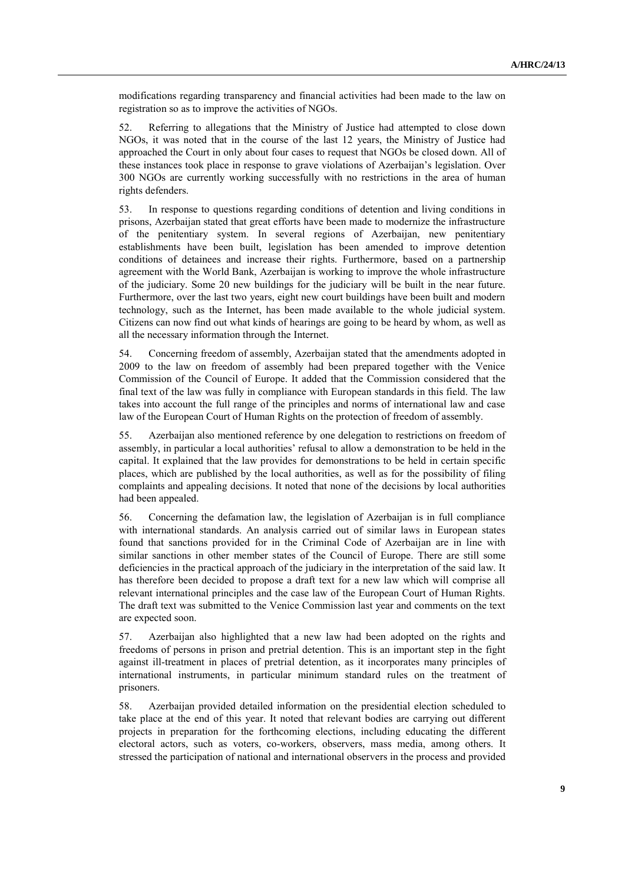modifications regarding transparency and financial activities had been made to the law on registration so as to improve the activities of NGOs.

52. Referring to allegations that the Ministry of Justice had attempted to close down NGOs, it was noted that in the course of the last 12 years, the Ministry of Justice had approached the Court in only about four cases to request that NGOs be closed down. All of these instances took place in response to grave violations of Azerbaijan's legislation. Over 300 NGOs are currently working successfully with no restrictions in the area of human rights defenders.

53. In response to questions regarding conditions of detention and living conditions in prisons, Azerbaijan stated that great efforts have been made to modernize the infrastructure of the penitentiary system. In several regions of Azerbaijan, new penitentiary establishments have been built, legislation has been amended to improve detention conditions of detainees and increase their rights. Furthermore, based on a partnership agreement with the World Bank, Azerbaijan is working to improve the whole infrastructure of the judiciary. Some 20 new buildings for the judiciary will be built in the near future. Furthermore, over the last two years, eight new court buildings have been built and modern technology, such as the Internet, has been made available to the whole judicial system. Citizens can now find out what kinds of hearings are going to be heard by whom, as well as all the necessary information through the Internet.

54. Concerning freedom of assembly, Azerbaijan stated that the amendments adopted in 2009 to the law on freedom of assembly had been prepared together with the Venice Commission of the Council of Europe. It added that the Commission considered that the final text of the law was fully in compliance with European standards in this field. The law takes into account the full range of the principles and norms of international law and case law of the European Court of Human Rights on the protection of freedom of assembly.

55. Azerbaijan also mentioned reference by one delegation to restrictions on freedom of assembly, in particular a local authorities' refusal to allow a demonstration to be held in the capital. It explained that the law provides for demonstrations to be held in certain specific places, which are published by the local authorities, as well as for the possibility of filing complaints and appealing decisions. It noted that none of the decisions by local authorities had been appealed.

56. Concerning the defamation law, the legislation of Azerbaijan is in full compliance with international standards. An analysis carried out of similar laws in European states found that sanctions provided for in the Criminal Code of Azerbaijan are in line with similar sanctions in other member states of the Council of Europe. There are still some deficiencies in the practical approach of the judiciary in the interpretation of the said law. It has therefore been decided to propose a draft text for a new law which will comprise all relevant international principles and the case law of the European Court of Human Rights. The draft text was submitted to the Venice Commission last year and comments on the text are expected soon.

57. Azerbaijan also highlighted that a new law had been adopted on the rights and freedoms of persons in prison and pretrial detention. This is an important step in the fight against ill-treatment in places of pretrial detention, as it incorporates many principles of international instruments, in particular minimum standard rules on the treatment of prisoners.

58. Azerbaijan provided detailed information on the presidential election scheduled to take place at the end of this year. It noted that relevant bodies are carrying out different projects in preparation for the forthcoming elections, including educating the different electoral actors, such as voters, co-workers, observers, mass media, among others. It stressed the participation of national and international observers in the process and provided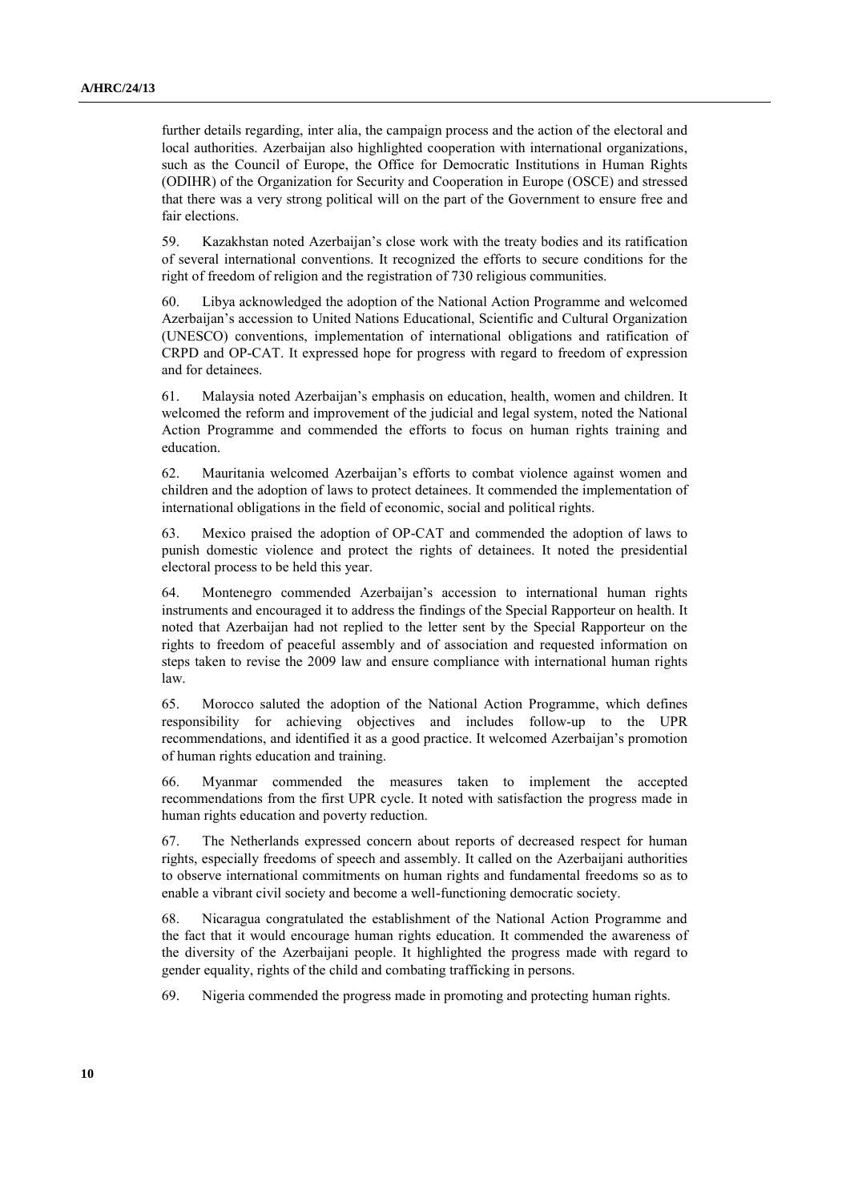further details regarding, inter alia, the campaign process and the action of the electoral and local authorities. Azerbaijan also highlighted cooperation with international organizations, such as the Council of Europe, the Office for Democratic Institutions in Human Rights (ODIHR) of the Organization for Security and Cooperation in Europe (OSCE) and stressed that there was a very strong political will on the part of the Government to ensure free and fair elections.

59. Kazakhstan noted Azerbaijan's close work with the treaty bodies and its ratification of several international conventions. It recognized the efforts to secure conditions for the right of freedom of religion and the registration of 730 religious communities.

60. Libya acknowledged the adoption of the National Action Programme and welcomed Azerbaijan's accession to United Nations Educational, Scientific and Cultural Organization (UNESCO) conventions, implementation of international obligations and ratification of CRPD and OP-CAT. It expressed hope for progress with regard to freedom of expression and for detainees.

61. Malaysia noted Azerbaijan's emphasis on education, health, women and children. It welcomed the reform and improvement of the judicial and legal system, noted the National Action Programme and commended the efforts to focus on human rights training and education.

62. Mauritania welcomed Azerbaijan's efforts to combat violence against women and children and the adoption of laws to protect detainees. It commended the implementation of international obligations in the field of economic, social and political rights.

63. Mexico praised the adoption of OP-CAT and commended the adoption of laws to punish domestic violence and protect the rights of detainees. It noted the presidential electoral process to be held this year.

64. Montenegro commended Azerbaijan's accession to international human rights instruments and encouraged it to address the findings of the Special Rapporteur on health. It noted that Azerbaijan had not replied to the letter sent by the Special Rapporteur on the rights to freedom of peaceful assembly and of association and requested information on steps taken to revise the 2009 law and ensure compliance with international human rights law.

65. Morocco saluted the adoption of the National Action Programme, which defines responsibility for achieving objectives and includes follow-up to the UPR recommendations, and identified it as a good practice. It welcomed Azerbaijan's promotion of human rights education and training.

66. Myanmar commended the measures taken to implement the accepted recommendations from the first UPR cycle. It noted with satisfaction the progress made in human rights education and poverty reduction.

67. The Netherlands expressed concern about reports of decreased respect for human rights, especially freedoms of speech and assembly. It called on the Azerbaijani authorities to observe international commitments on human rights and fundamental freedoms so as to enable a vibrant civil society and become a well-functioning democratic society.

68. Nicaragua congratulated the establishment of the National Action Programme and the fact that it would encourage human rights education. It commended the awareness of the diversity of the Azerbaijani people. It highlighted the progress made with regard to gender equality, rights of the child and combating trafficking in persons.

69. Nigeria commended the progress made in promoting and protecting human rights.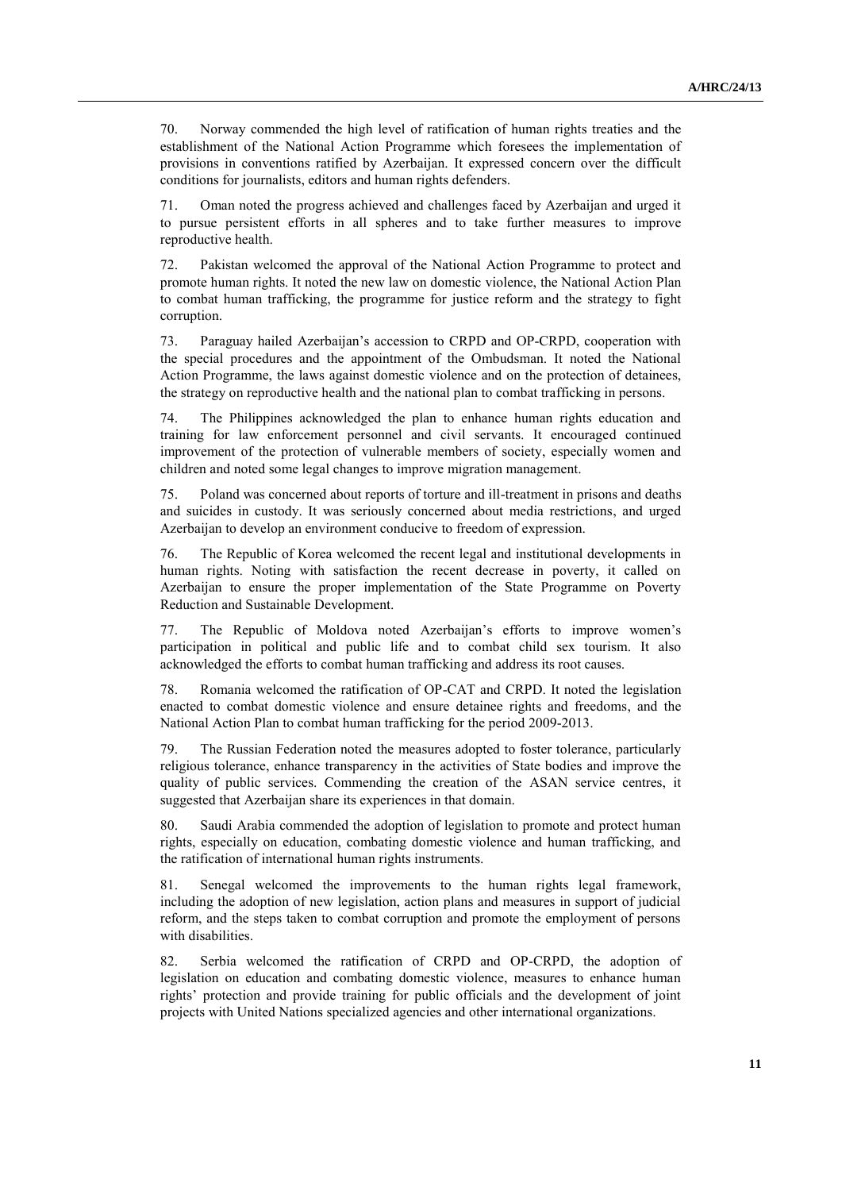70. Norway commended the high level of ratification of human rights treaties and the establishment of the National Action Programme which foresees the implementation of provisions in conventions ratified by Azerbaijan. It expressed concern over the difficult conditions for journalists, editors and human rights defenders.

71. Oman noted the progress achieved and challenges faced by Azerbaijan and urged it to pursue persistent efforts in all spheres and to take further measures to improve reproductive health.

72. Pakistan welcomed the approval of the National Action Programme to protect and promote human rights. It noted the new law on domestic violence, the National Action Plan to combat human trafficking, the programme for justice reform and the strategy to fight corruption.

73. Paraguay hailed Azerbaijan's accession to CRPD and OP-CRPD, cooperation with the special procedures and the appointment of the Ombudsman. It noted the National Action Programme, the laws against domestic violence and on the protection of detainees, the strategy on reproductive health and the national plan to combat trafficking in persons.

74. The Philippines acknowledged the plan to enhance human rights education and training for law enforcement personnel and civil servants. It encouraged continued improvement of the protection of vulnerable members of society, especially women and children and noted some legal changes to improve migration management.

75. Poland was concerned about reports of torture and ill-treatment in prisons and deaths and suicides in custody. It was seriously concerned about media restrictions, and urged Azerbaijan to develop an environment conducive to freedom of expression.

76. The Republic of Korea welcomed the recent legal and institutional developments in human rights. Noting with satisfaction the recent decrease in poverty, it called on Azerbaijan to ensure the proper implementation of the State Programme on Poverty Reduction and Sustainable Development.

77. The Republic of Moldova noted Azerbaijan's efforts to improve women's participation in political and public life and to combat child sex tourism. It also acknowledged the efforts to combat human trafficking and address its root causes.

78. Romania welcomed the ratification of OP-CAT and CRPD. It noted the legislation enacted to combat domestic violence and ensure detainee rights and freedoms, and the National Action Plan to combat human trafficking for the period 2009-2013.

79. The Russian Federation noted the measures adopted to foster tolerance, particularly religious tolerance, enhance transparency in the activities of State bodies and improve the quality of public services. Commending the creation of the ASAN service centres, it suggested that Azerbaijan share its experiences in that domain.

80. Saudi Arabia commended the adoption of legislation to promote and protect human rights, especially on education, combating domestic violence and human trafficking, and the ratification of international human rights instruments.

81. Senegal welcomed the improvements to the human rights legal framework, including the adoption of new legislation, action plans and measures in support of judicial reform, and the steps taken to combat corruption and promote the employment of persons with disabilities.

82. Serbia welcomed the ratification of CRPD and OP-CRPD, the adoption of legislation on education and combating domestic violence, measures to enhance human rights' protection and provide training for public officials and the development of joint projects with United Nations specialized agencies and other international organizations.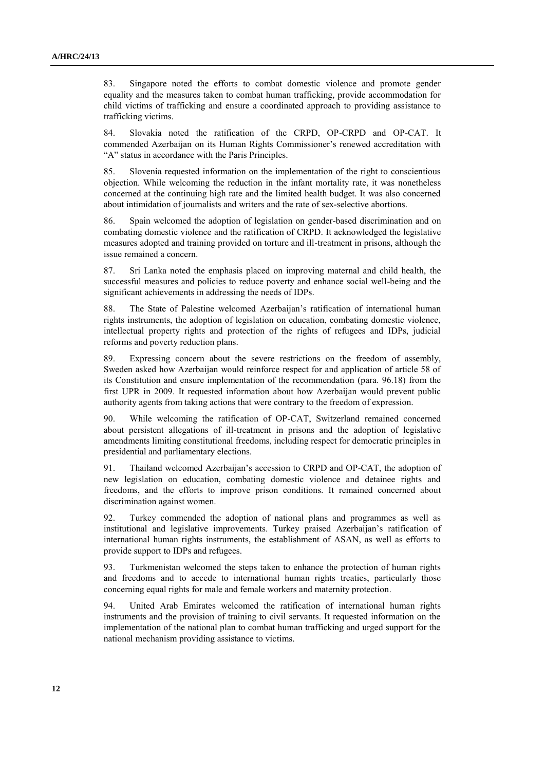83. Singapore noted the efforts to combat domestic violence and promote gender equality and the measures taken to combat human trafficking, provide accommodation for child victims of trafficking and ensure a coordinated approach to providing assistance to trafficking victims.

84. Slovakia noted the ratification of the CRPD, OP-CRPD and OP-CAT. It commended Azerbaijan on its Human Rights Commissioner's renewed accreditation with "A" status in accordance with the Paris Principles.

85. Slovenia requested information on the implementation of the right to conscientious objection. While welcoming the reduction in the infant mortality rate, it was nonetheless concerned at the continuing high rate and the limited health budget. It was also concerned about intimidation of journalists and writers and the rate of sex-selective abortions.

86. Spain welcomed the adoption of legislation on gender-based discrimination and on combating domestic violence and the ratification of CRPD. It acknowledged the legislative measures adopted and training provided on torture and ill-treatment in prisons, although the issue remained a concern.

87. Sri Lanka noted the emphasis placed on improving maternal and child health, the successful measures and policies to reduce poverty and enhance social well-being and the significant achievements in addressing the needs of IDPs.

88. The State of Palestine welcomed Azerbaijan's ratification of international human rights instruments, the adoption of legislation on education, combating domestic violence, intellectual property rights and protection of the rights of refugees and IDPs, judicial reforms and poverty reduction plans.

89. Expressing concern about the severe restrictions on the freedom of assembly, Sweden asked how Azerbaijan would reinforce respect for and application of article 58 of its Constitution and ensure implementation of the recommendation (para. 96.18) from the first UPR in 2009. It requested information about how Azerbaijan would prevent public authority agents from taking actions that were contrary to the freedom of expression.

90. While welcoming the ratification of OP-CAT, Switzerland remained concerned about persistent allegations of ill-treatment in prisons and the adoption of legislative amendments limiting constitutional freedoms, including respect for democratic principles in presidential and parliamentary elections.

91. Thailand welcomed Azerbaijan's accession to CRPD and OP-CAT, the adoption of new legislation on education, combating domestic violence and detainee rights and freedoms, and the efforts to improve prison conditions. It remained concerned about discrimination against women.

92. Turkey commended the adoption of national plans and programmes as well as institutional and legislative improvements. Turkey praised Azerbaijan's ratification of international human rights instruments, the establishment of ASAN, as well as efforts to provide support to IDPs and refugees.

93. Turkmenistan welcomed the steps taken to enhance the protection of human rights and freedoms and to accede to international human rights treaties, particularly those concerning equal rights for male and female workers and maternity protection.

94. United Arab Emirates welcomed the ratification of international human rights instruments and the provision of training to civil servants. It requested information on the implementation of the national plan to combat human trafficking and urged support for the national mechanism providing assistance to victims.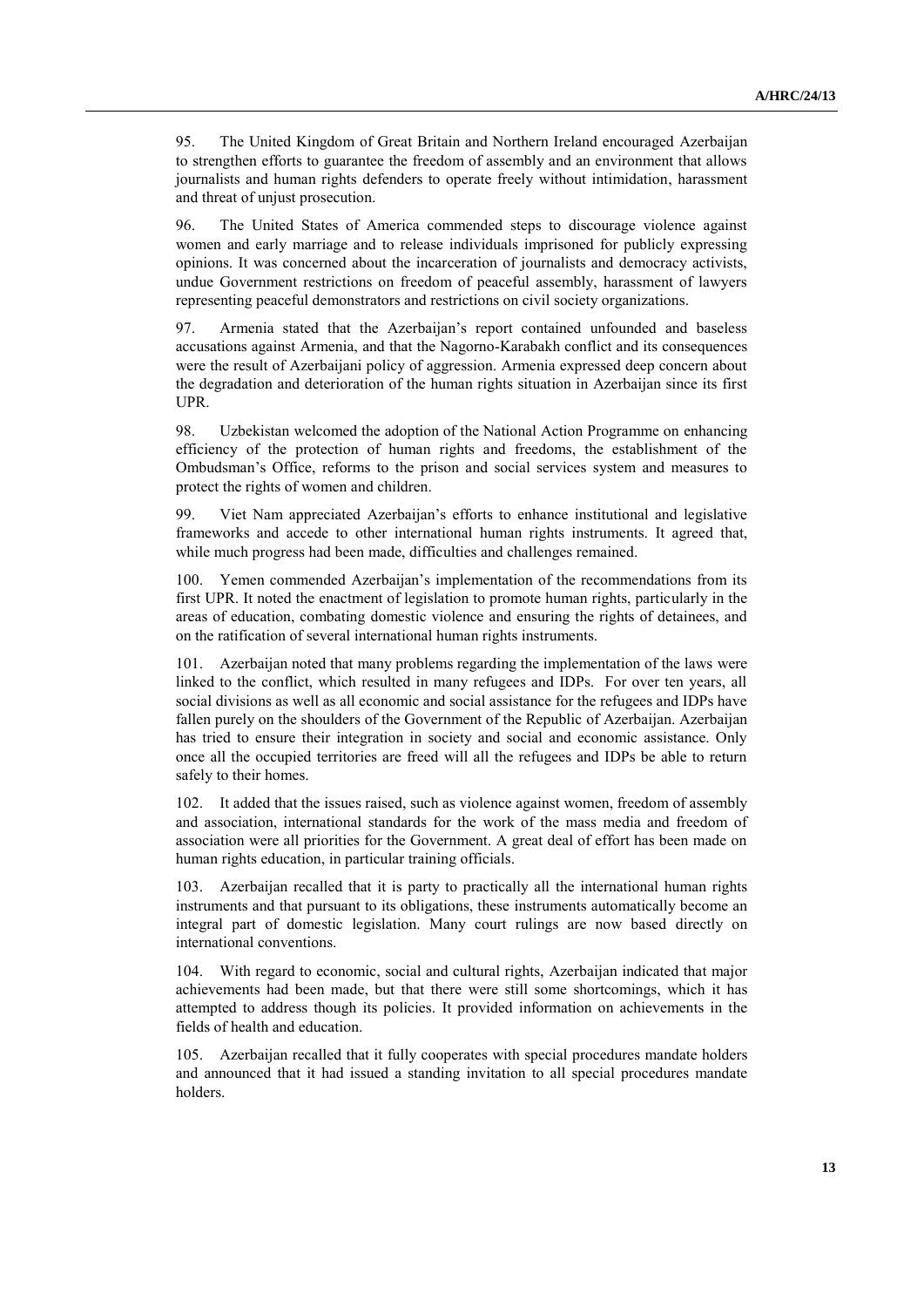95. The United Kingdom of Great Britain and Northern Ireland encouraged Azerbaijan to strengthen efforts to guarantee the freedom of assembly and an environment that allows journalists and human rights defenders to operate freely without intimidation, harassment and threat of unjust prosecution.

96. The United States of America commended steps to discourage violence against women and early marriage and to release individuals imprisoned for publicly expressing opinions. It was concerned about the incarceration of journalists and democracy activists, undue Government restrictions on freedom of peaceful assembly, harassment of lawyers representing peaceful demonstrators and restrictions on civil society organizations.

97. Armenia stated that the Azerbaijan's report contained unfounded and baseless accusations against Armenia, and that the Nagorno-Karabakh conflict and its consequences were the result of Azerbaijani policy of aggression. Armenia expressed deep concern about the degradation and deterioration of the human rights situation in Azerbaijan since its first UPR.

98. Uzbekistan welcomed the adoption of the National Action Programme on enhancing efficiency of the protection of human rights and freedoms, the establishment of the Ombudsman's Office, reforms to the prison and social services system and measures to protect the rights of women and children.

99. Viet Nam appreciated Azerbaijan's efforts to enhance institutional and legislative frameworks and accede to other international human rights instruments. It agreed that, while much progress had been made, difficulties and challenges remained.

100. Yemen commended Azerbaijan's implementation of the recommendations from its first UPR. It noted the enactment of legislation to promote human rights, particularly in the areas of education, combating domestic violence and ensuring the rights of detainees, and on the ratification of several international human rights instruments.

101. Azerbaijan noted that many problems regarding the implementation of the laws were linked to the conflict, which resulted in many refugees and IDPs. For over ten years, all social divisions as well as all economic and social assistance for the refugees and IDPs have fallen purely on the shoulders of the Government of the Republic of Azerbaijan. Azerbaijan has tried to ensure their integration in society and social and economic assistance. Only once all the occupied territories are freed will all the refugees and IDPs be able to return safely to their homes.

102. It added that the issues raised, such as violence against women, freedom of assembly and association, international standards for the work of the mass media and freedom of association were all priorities for the Government. A great deal of effort has been made on human rights education, in particular training officials.

103. Azerbaijan recalled that it is party to practically all the international human rights instruments and that pursuant to its obligations, these instruments automatically become an integral part of domestic legislation. Many court rulings are now based directly on international conventions.

104. With regard to economic, social and cultural rights, Azerbaijan indicated that major achievements had been made, but that there were still some shortcomings, which it has attempted to address though its policies. It provided information on achievements in the fields of health and education.

105. Azerbaijan recalled that it fully cooperates with special procedures mandate holders and announced that it had issued a standing invitation to all special procedures mandate holders.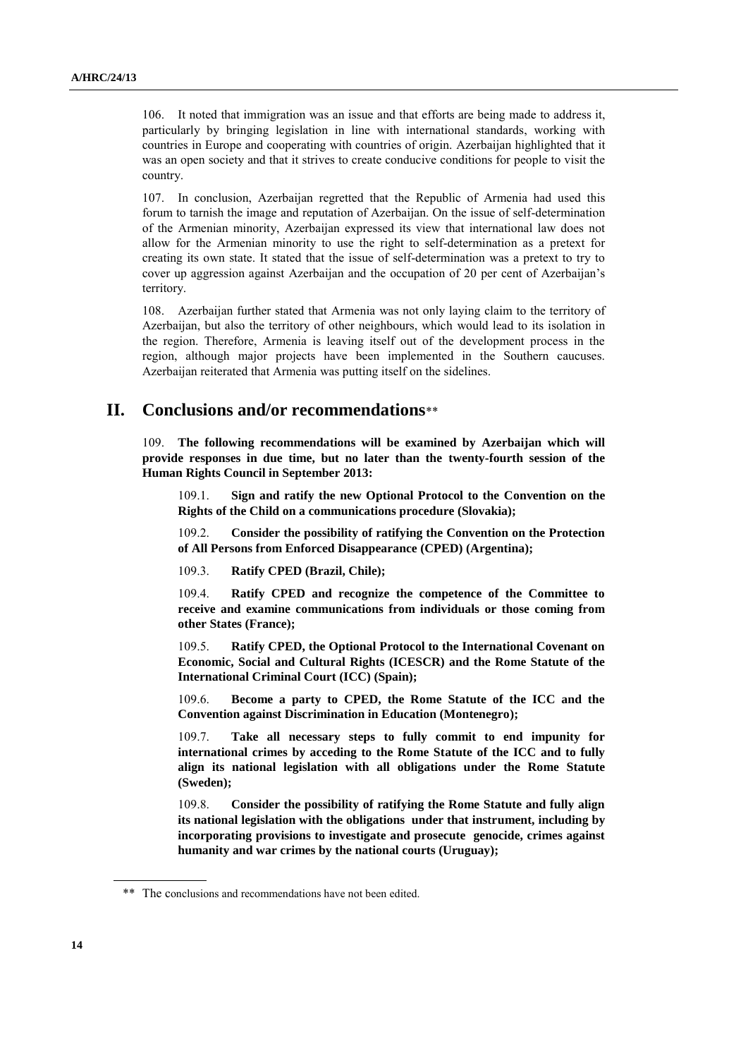106. It noted that immigration was an issue and that efforts are being made to address it, particularly by bringing legislation in line with international standards, working with countries in Europe and cooperating with countries of origin. Azerbaijan highlighted that it was an open society and that it strives to create conducive conditions for people to visit the country.

107. In conclusion, Azerbaijan regretted that the Republic of Armenia had used this forum to tarnish the image and reputation of Azerbaijan. On the issue of self-determination of the Armenian minority, Azerbaijan expressed its view that international law does not allow for the Armenian minority to use the right to self-determination as a pretext for creating its own state. It stated that the issue of self-determination was a pretext to try to cover up aggression against Azerbaijan and the occupation of 20 per cent of Azerbaijan's territory.

108. Azerbaijan further stated that Armenia was not only laying claim to the territory of Azerbaijan, but also the territory of other neighbours, which would lead to its isolation in the region. Therefore, Armenia is leaving itself out of the development process in the region, although major projects have been implemented in the Southern caucuses. Azerbaijan reiterated that Armenia was putting itself on the sidelines.

## II. Conclusions and/or recommendations**

109. **The following recommendations will be examined by Azerbaijan which will provide responses in due time, but no later than the twenty-fourth session of the Human Rights Council in September 2013:**

109.1. **Sign and ratify the new Optional Protocol to the Convention on the Rights of the Child on a communications procedure (Slovakia);**

109.2. **Consider the possibility of ratifying the Convention on the Protection of All Persons from Enforced Disappearance (CPED) (Argentina);**

109.3. **Ratify CPED (Brazil, Chile);**

109.4. **Ratify CPED and recognize the competence of the Committee to receive and examine communications from individuals or those coming from other States (France);**

109.5. **Ratify CPED, the Optional Protocol to the International Covenant on Economic, Social and Cultural Rights (ICESCR) and the Rome Statute of the International Criminal Court (ICC) (Spain);**

109.6. **Become a party to CPED, the Rome Statute of the ICC and the Convention against Discrimination in Education (Montenegro);**

109.7. **Take all necessary steps to fully commit to end impunity for international crimes by acceding to the Rome Statute of the ICC and to fully align its national legislation with all obligations under the Rome Statute (Sweden);**

109.8. **Consider the possibility of ratifying the Rome Statute and fully align its national legislation with the obligations under that instrument, including by incorporating provisions to investigate and prosecute genocide, crimes against humanity and war crimes by the national courts (Uruguay);**

** The conclusions and recommendations have not been edited.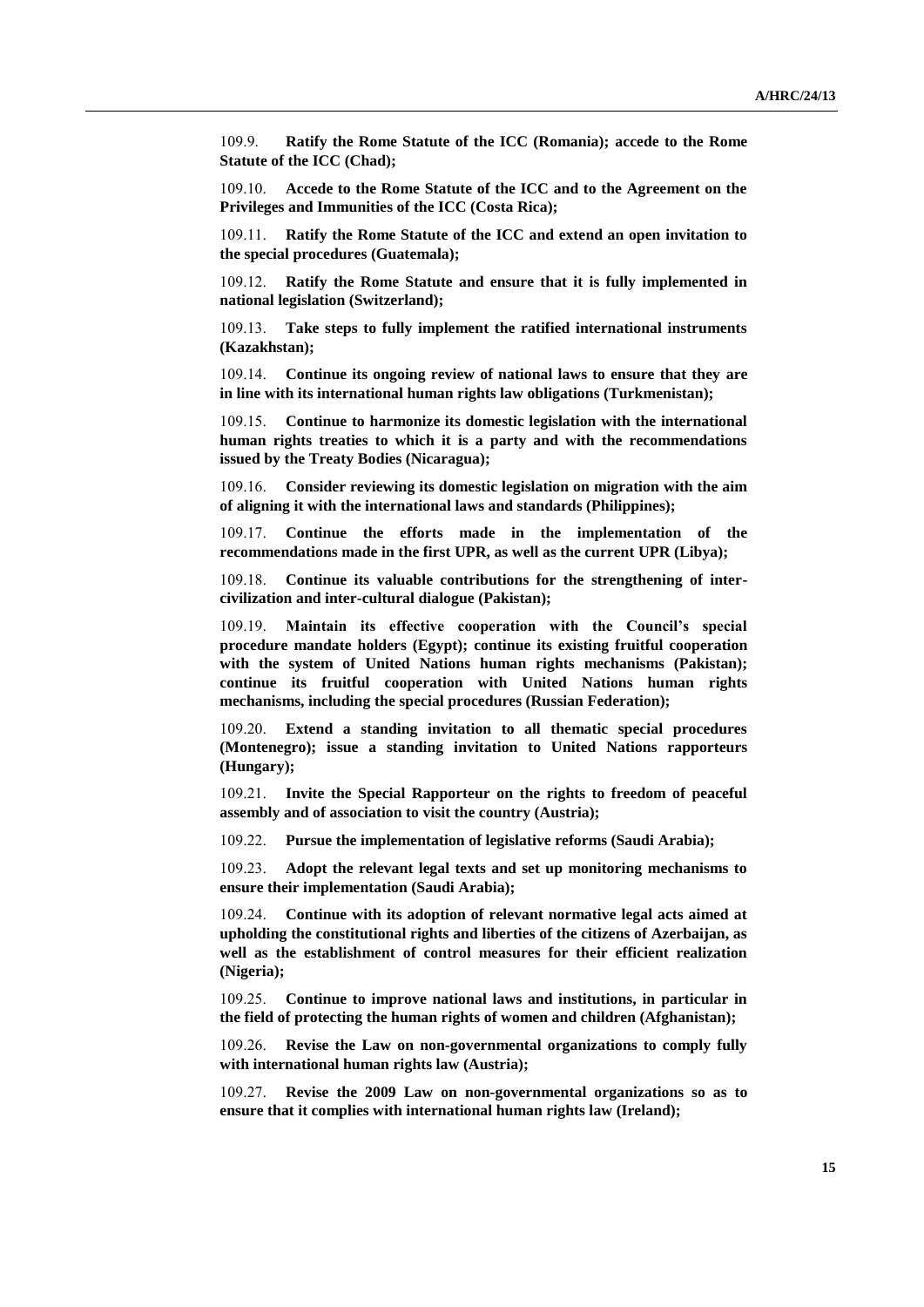109.9. **Ratify the Rome Statute of the ICC (Romania); accede to the Rome Statute of the ICC (Chad);**

109.10. **Accede to the Rome Statute of the ICC and to the Agreement on the Privileges and Immunities of the ICC (Costa Rica);**

109.11. **Ratify the Rome Statute of the ICC and extend an open invitation to the special procedures (Guatemala);**

109.12. **Ratify the Rome Statute and ensure that it is fully implemented in national legislation (Switzerland);**

109.13. **Take steps to fully implement the ratified international instruments (Kazakhstan);**

109.14. **Continue its ongoing review of national laws to ensure that they are in line with its international human rights law obligations (Turkmenistan);**

109.15. **Continue to harmonize its domestic legislation with the international human rights treaties to which it is a party and with the recommendations issued by the Treaty Bodies (Nicaragua);**

109.16. **Consider reviewing its domestic legislation on migration with the aim of aligning it with the international laws and standards (Philippines);**

109.17. **Continue the efforts made in the implementation of the recommendations made in the first UPR, as well as the current UPR (Libya);**

109.18. **Continue its valuable contributions for the strengthening of inter-civilization and inter-cultural dialogue (Pakistan);**

109.19. **Maintain its effective cooperation with the Council's special procedure mandate holders (Egypt); continue its existing fruitful cooperation with the system of United Nations human rights mechanisms (Pakistan); continue its fruitful cooperation with United Nations human rights mechanisms, including the special procedures (Russian Federation);**

109.20. **Extend a standing invitation to all thematic special procedures (Montenegro); issue a standing invitation to United Nations rapporteurs (Hungary);**

109.21. **Invite the Special Rapporteur on the rights to freedom of peaceful assembly and of association to visit the country (Austria);**

109.22. **Pursue the implementation of legislative reforms (Saudi Arabia);**

109.23. **Adopt the relevant legal texts and set up monitoring mechanisms to ensure their implementation (Saudi Arabia);**

109.24. **Continue with its adoption of relevant normative legal acts aimed at upholding the constitutional rights and liberties of the citizens of Azerbaijan, as well as the establishment of control measures for their efficient realization (Nigeria);**

109.25. **Continue to improve national laws and institutions, in particular in the field of protecting the human rights of women and children (Afghanistan);**

109.26. **Revise the Law on non-governmental organizations to comply fully with international human rights law (Austria);**

109.27. **Revise the 2009 Law on non-governmental organizations so as to ensure that it complies with international human rights law (Ireland);**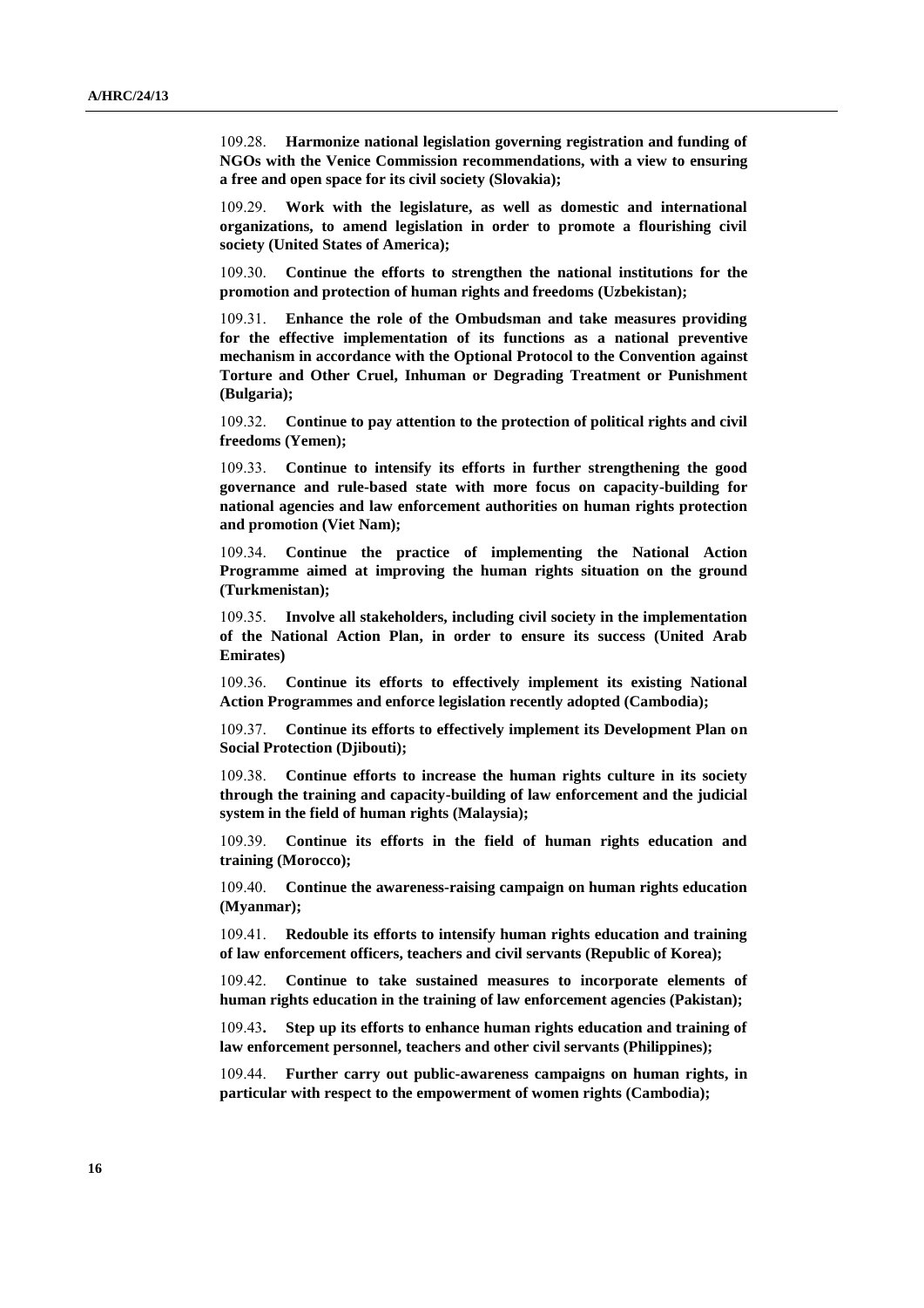109.28. **Harmonize national legislation governing registration and funding of NGOs with the Venice Commission recommendations, with a view to ensuring a free and open space for its civil society (Slovakia);**

109.29. **Work with the legislature, as well as domestic and international organizations, to amend legislation in order to promote a flourishing civil society (United States of America);**

109.30. **Continue the efforts to strengthen the national institutions for the promotion and protection of human rights and freedoms (Uzbekistan);**

109.31. **Enhance the role of the Ombudsman and take measures providing for the effective implementation of its functions as a national preventive mechanism in accordance with the Optional Protocol to the Convention against Torture and Other Cruel, Inhuman or Degrading Treatment or Punishment (Bulgaria);**

109.32. **Continue to pay attention to the protection of political rights and civil freedoms (Yemen);**

109.33. **Continue to intensify its efforts in further strengthening the good governance and rule-based state with more focus on capacity-building for national agencies and law enforcement authorities on human rights protection and promotion (Viet Nam);**

109.34. **Continue the practice of implementing the National Action Programme aimed at improving the human rights situation on the ground (Turkmenistan);**

109.35. **Involve all stakeholders, including civil society in the implementation of the National Action Plan, in order to ensure its success (United Arab Emirates)**

109.36. **Continue its efforts to effectively implement its existing National Action Programmes and enforce legislation recently adopted (Cambodia);**

109.37. **Continue its efforts to effectively implement its Development Plan on Social Protection (Djibouti);**

109.38. **Continue efforts to increase the human rights culture in its society through the training and capacity-building of law enforcement and the judicial system in the field of human rights (Malaysia);**

109.39. **Continue its efforts in the field of human rights education and training (Morocco);**

109.40. **Continue the awareness-raising campaign on human rights education (Myanmar);**

109.41. **Redouble its efforts to intensify human rights education and training of law enforcement officers, teachers and civil servants (Republic of Korea);**

109.42. **Continue to take sustained measures to incorporate elements of human rights education in the training of law enforcement agencies (Pakistan);**

109.43**.** **Step up its efforts to enhance human rights education and training of law enforcement personnel, teachers and other civil servants (Philippines);**

109.44. **Further carry out public-awareness campaigns on human rights, in particular with respect to the empowerment of women rights (Cambodia);**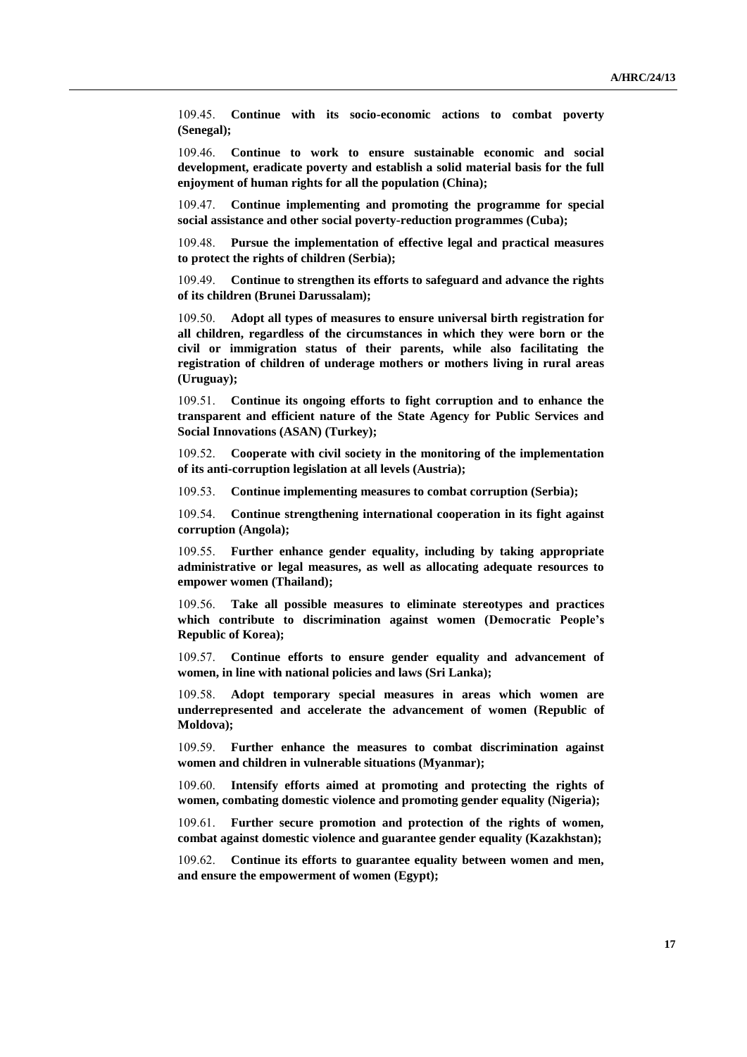109.45. **Continue with its socio-economic actions to combat poverty (Senegal);**

109.46. **Continue to work to ensure sustainable economic and social development, eradicate poverty and establish a solid material basis for the full enjoyment of human rights for all the population (China);**

109.47. **Continue implementing and promoting the programme for special social assistance and other social poverty-reduction programmes (Cuba);**

109.48. **Pursue the implementation of effective legal and practical measures to protect the rights of children (Serbia);**

109.49. **Continue to strengthen its efforts to safeguard and advance the rights of its children (Brunei Darussalam);**

109.50. **Adopt all types of measures to ensure universal birth registration for all children, regardless of the circumstances in which they were born or the civil or immigration status of their parents, while also facilitating the registration of children of underage mothers or mothers living in rural areas (Uruguay);**

109.51. **Continue its ongoing efforts to fight corruption and to enhance the transparent and efficient nature of the State Agency for Public Services and Social Innovations (ASAN) (Turkey);**

109.52. **Cooperate with civil society in the monitoring of the implementation of its anti-corruption legislation at all levels (Austria);**

109.53. **Continue implementing measures to combat corruption (Serbia);**

109.54. **Continue strengthening international cooperation in its fight against corruption (Angola);**

109.55. **Further enhance gender equality, including by taking appropriate administrative or legal measures, as well as allocating adequate resources to empower women (Thailand);**

109.56. **Take all possible measures to eliminate stereotypes and practices which contribute to discrimination against women (Democratic People's Republic of Korea);**

109.57. **Continue efforts to ensure gender equality and advancement of women, in line with national policies and laws (Sri Lanka);**

109.58. **Adopt temporary special measures in areas which women are underrepresented and accelerate the advancement of women (Republic of Moldova);**

109.59. **Further enhance the measures to combat discrimination against women and children in vulnerable situations (Myanmar);**

109.60. **Intensify efforts aimed at promoting and protecting the rights of women, combating domestic violence and promoting gender equality (Nigeria);**

109.61. **Further secure promotion and protection of the rights of women, combat against domestic violence and guarantee gender equality (Kazakhstan);**

109.62. **Continue its efforts to guarantee equality between women and men, and ensure the empowerment of women (Egypt);**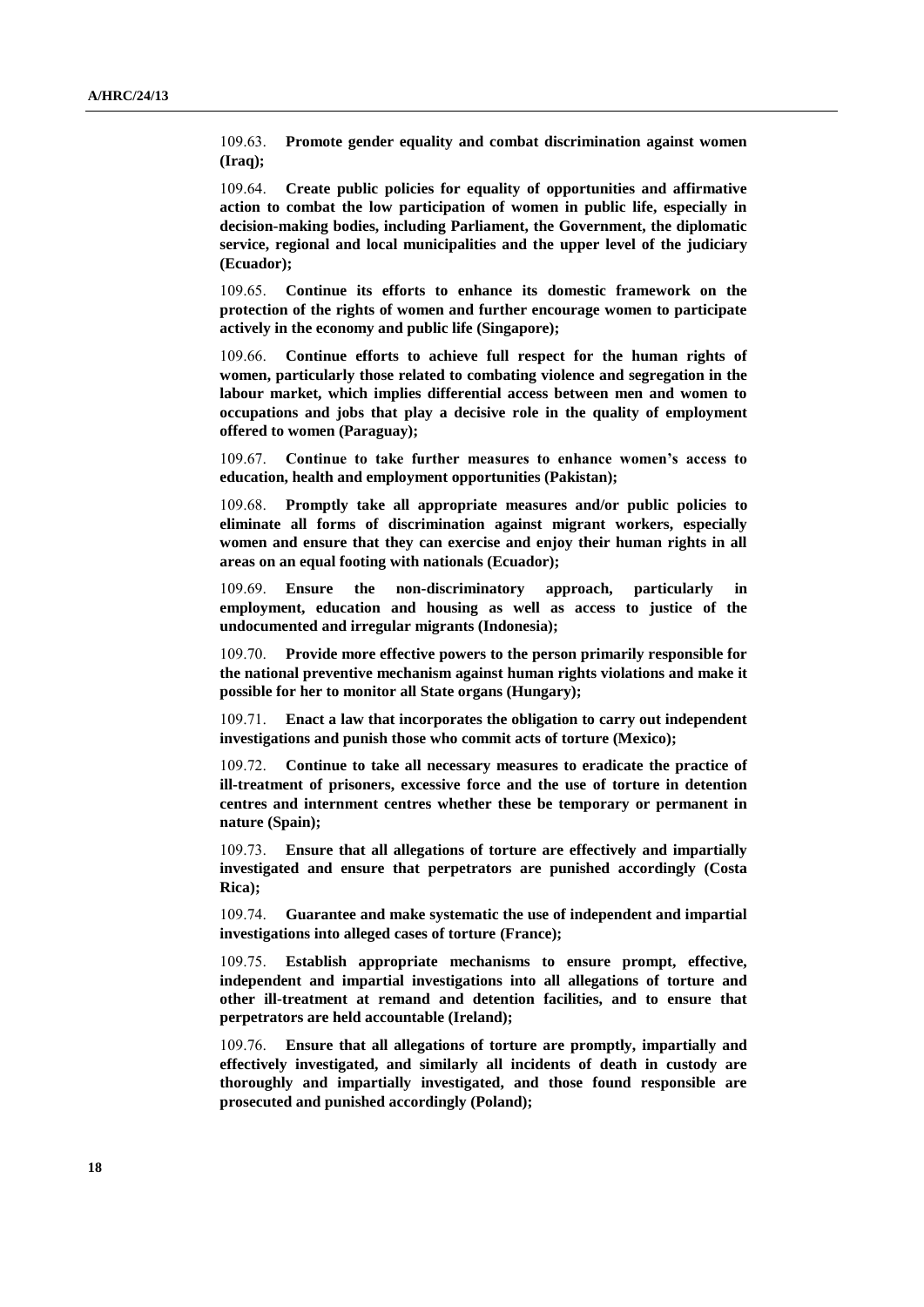109.63. **Promote gender equality and combat discrimination against women (Iraq);**

109.64. **Create public policies for equality of opportunities and affirmative action to combat the low participation of women in public life, especially in decision-making bodies, including Parliament, the Government, the diplomatic service, regional and local municipalities and the upper level of the judiciary (Ecuador);**

109.65. **Continue its efforts to enhance its domestic framework on the protection of the rights of women and further encourage women to participate actively in the economy and public life (Singapore);**

109.66. **Continue efforts to achieve full respect for the human rights of women, particularly those related to combating violence and segregation in the labour market, which implies differential access between men and women to occupations and jobs that play a decisive role in the quality of employment offered to women (Paraguay);**

109.67. **Continue to take further measures to enhance women's access to education, health and employment opportunities (Pakistan);**

109.68. **Promptly take all appropriate measures and/or public policies to eliminate all forms of discrimination against migrant workers, especially women and ensure that they can exercise and enjoy their human rights in all areas on an equal footing with nationals (Ecuador);**

109.69. **Ensure the non-discriminatory approach, particularly in employment, education and housing as well as access to justice of the undocumented and irregular migrants (Indonesia);**

109.70. **Provide more effective powers to the person primarily responsible for the national preventive mechanism against human rights violations and make it possible for her to monitor all State organs (Hungary);**

109.71. **Enact a law that incorporates the obligation to carry out independent investigations and punish those who commit acts of torture (Mexico);**

109.72. **Continue to take all necessary measures to eradicate the practice of ill-treatment of prisoners, excessive force and the use of torture in detention centres and internment centres whether these be temporary or permanent in nature (Spain);**

109.73. **Ensure that all allegations of torture are effectively and impartially investigated and ensure that perpetrators are punished accordingly (Costa Rica);**

109.74. **Guarantee and make systematic the use of independent and impartial investigations into alleged cases of torture (France);**

109.75. **Establish appropriate mechanisms to ensure prompt, effective, independent and impartial investigations into all allegations of torture and other ill-treatment at remand and detention facilities, and to ensure that perpetrators are held accountable (Ireland);**

109.76. **Ensure that all allegations of torture are promptly, impartially and effectively investigated, and similarly all incidents of death in custody are thoroughly and impartially investigated, and those found responsible are prosecuted and punished accordingly (Poland);**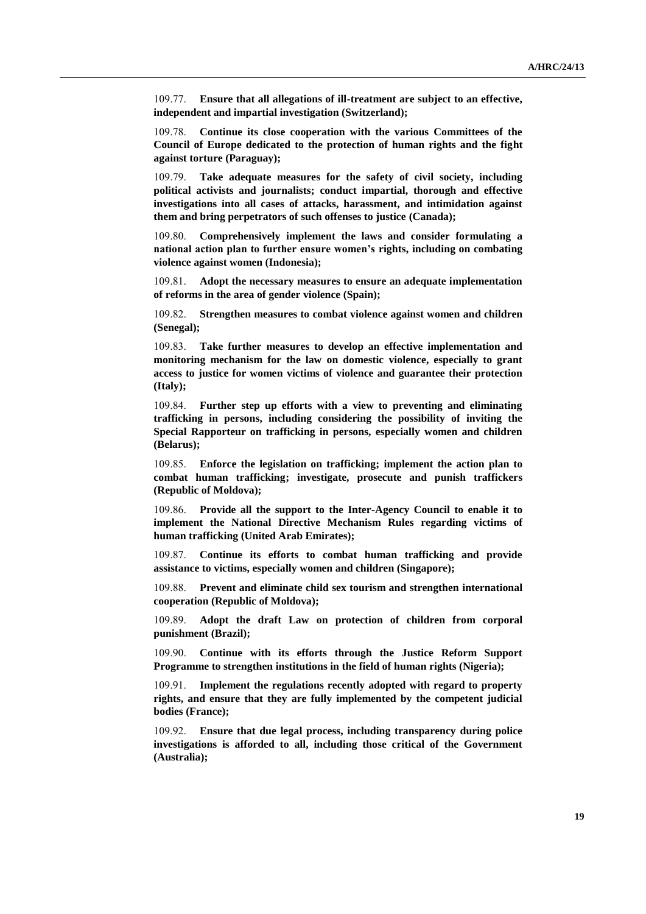109.77. **Ensure that all allegations of ill-treatment are subject to an effective, independent and impartial investigation (Switzerland);**

109.78. **Continue its close cooperation with the various Committees of the Council of Europe dedicated to the protection of human rights and the fight against torture (Paraguay);**

109.79. **Take adequate measures for the safety of civil society, including political activists and journalists; conduct impartial, thorough and effective investigations into all cases of attacks, harassment, and intimidation against them and bring perpetrators of such offenses to justice (Canada);**

109.80. **Comprehensively implement the laws and consider formulating a national action plan to further ensure women's rights, including on combating violence against women (Indonesia);**

109.81. **Adopt the necessary measures to ensure an adequate implementation of reforms in the area of gender violence (Spain);**

109.82. **Strengthen measures to combat violence against women and children (Senegal);**

109.83. **Take further measures to develop an effective implementation and monitoring mechanism for the law on domestic violence, especially to grant access to justice for women victims of violence and guarantee their protection (Italy);**

109.84. **Further step up efforts with a view to preventing and eliminating trafficking in persons, including considering the possibility of inviting the Special Rapporteur on trafficking in persons, especially women and children (Belarus);**

109.85. **Enforce the legislation on trafficking; implement the action plan to combat human trafficking; investigate, prosecute and punish traffickers (Republic of Moldova);**

109.86. **Provide all the support to the Inter-Agency Council to enable it to implement the National Directive Mechanism Rules regarding victims of human trafficking (United Arab Emirates);**

109.87. **Continue its efforts to combat human trafficking and provide assistance to victims, especially women and children (Singapore);**

109.88. **Prevent and eliminate child sex tourism and strengthen international cooperation (Republic of Moldova);**

109.89. **Adopt the draft Law on protection of children from corporal punishment (Brazil);**

109.90. **Continue with its efforts through the Justice Reform Support Programme to strengthen institutions in the field of human rights (Nigeria);**

109.91. **Implement the regulations recently adopted with regard to property rights, and ensure that they are fully implemented by the competent judicial bodies (France);**

109.92. **Ensure that due legal process, including transparency during police investigations is afforded to all, including those critical of the Government (Australia);**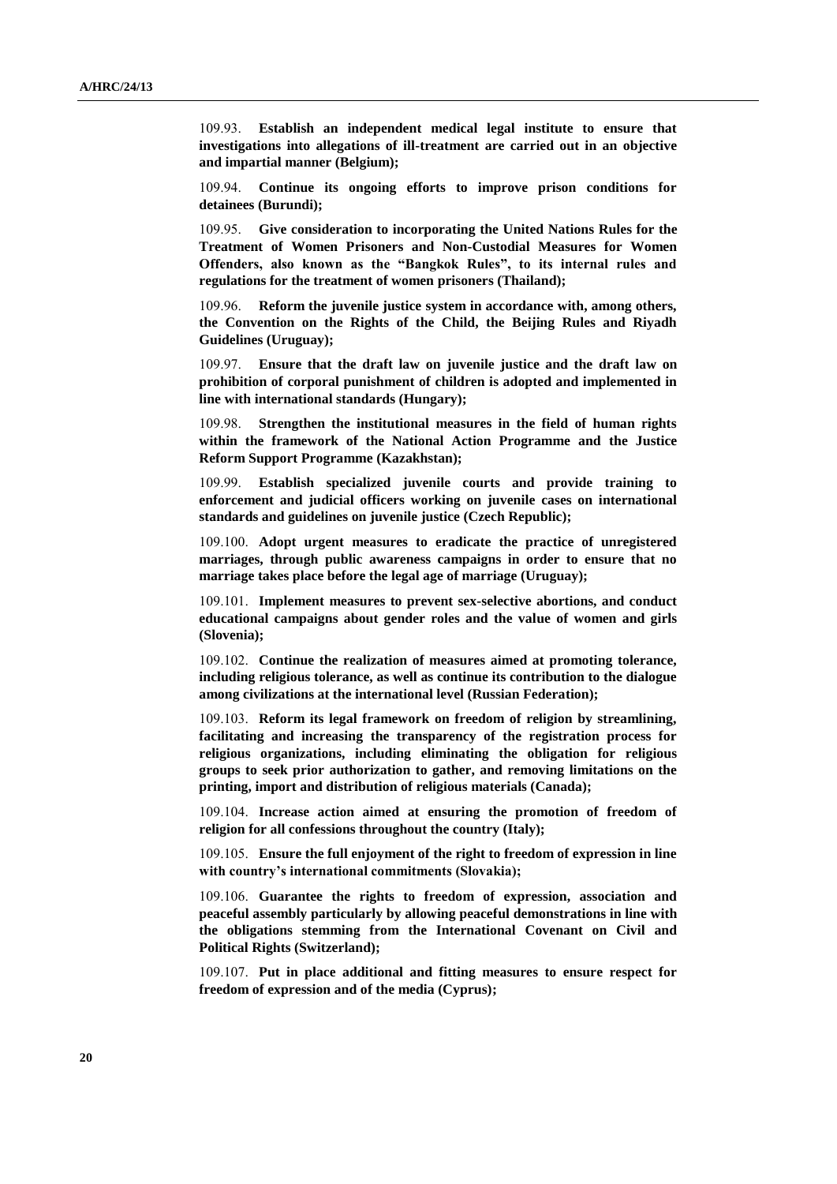109.93. **Establish an independent medical legal institute to ensure that investigations into allegations of ill-treatment are carried out in an objective and impartial manner (Belgium);**

109.94. **Continue its ongoing efforts to improve prison conditions for detainees (Burundi);**

109.95. **Give consideration to incorporating the United Nations Rules for the Treatment of Women Prisoners and Non-Custodial Measures for Women Offenders, also known as the "Bangkok Rules", to its internal rules and regulations for the treatment of women prisoners (Thailand);**

109.96. **Reform the juvenile justice system in accordance with, among others, the Convention on the Rights of the Child, the Beijing Rules and Riyadh Guidelines (Uruguay);**

109.97. **Ensure that the draft law on juvenile justice and the draft law on prohibition of corporal punishment of children is adopted and implemented in line with international standards (Hungary);**

109.98. **Strengthen the institutional measures in the field of human rights within the framework of the National Action Programme and the Justice Reform Support Programme (Kazakhstan);**

109.99. **Establish specialized juvenile courts and provide training to enforcement and judicial officers working on juvenile cases on international standards and guidelines on juvenile justice (Czech Republic);**

109.100. **Adopt urgent measures to eradicate the practice of unregistered marriages, through public awareness campaigns in order to ensure that no marriage takes place before the legal age of marriage (Uruguay);**

109.101. **Implement measures to prevent sex-selective abortions, and conduct educational campaigns about gender roles and the value of women and girls (Slovenia);**

109.102. **Continue the realization of measures aimed at promoting tolerance, including religious tolerance, as well as continue its contribution to the dialogue among civilizations at the international level (Russian Federation);**

109.103. **Reform its legal framework on freedom of religion by streamlining, facilitating and increasing the transparency of the registration process for religious organizations, including eliminating the obligation for religious groups to seek prior authorization to gather, and removing limitations on the printing, import and distribution of religious materials (Canada);**

109.104. **Increase action aimed at ensuring the promotion of freedom of religion for all confessions throughout the country (Italy);**

109.105. **Ensure the full enjoyment of the right to freedom of expression in line with country's international commitments (Slovakia);**

109.106. **Guarantee the rights to freedom of expression, association and peaceful assembly particularly by allowing peaceful demonstrations in line with the obligations stemming from the International Covenant on Civil and Political Rights (Switzerland);**

109.107. **Put in place additional and fitting measures to ensure respect for freedom of expression and of the media (Cyprus);**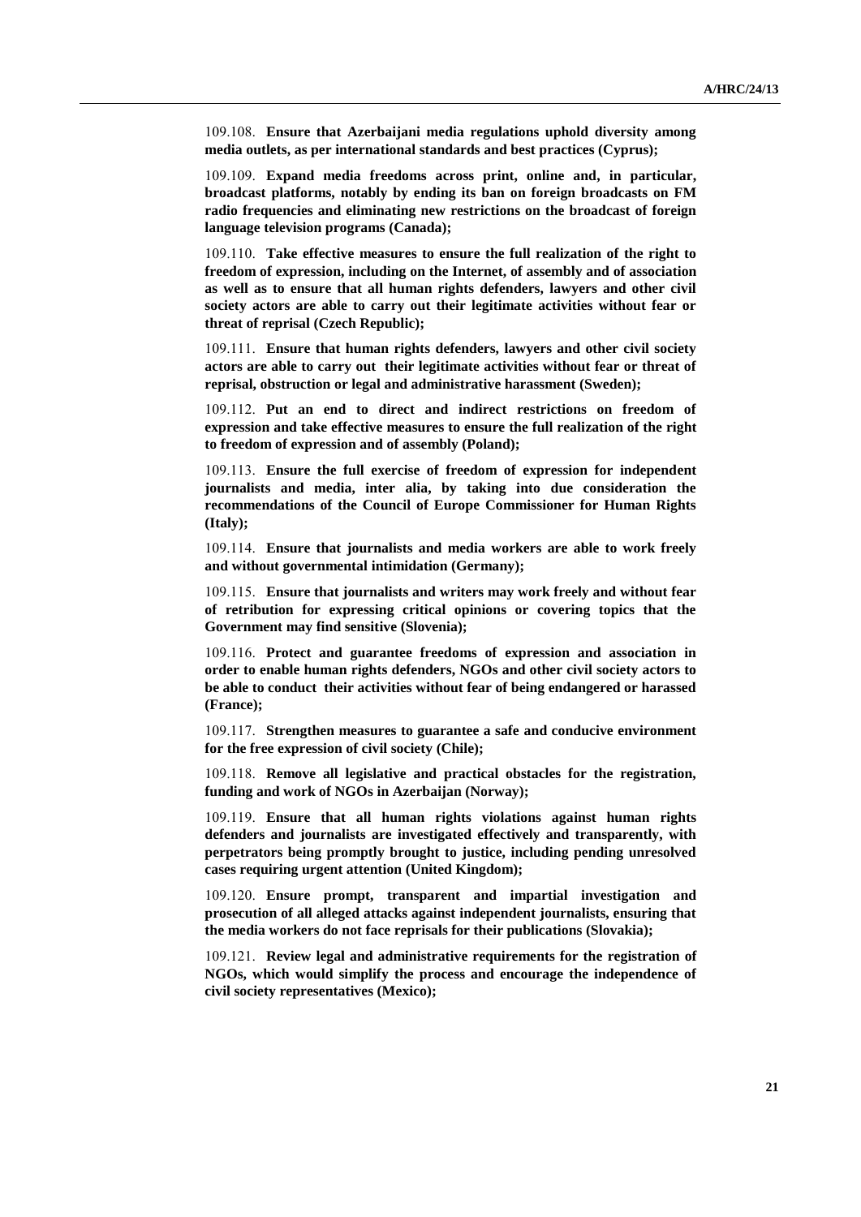109.108. **Ensure that Azerbaijani media regulations uphold diversity among media outlets, as per international standards and best practices (Cyprus);**

109.109. **Expand media freedoms across print, online and, in particular, broadcast platforms, notably by ending its ban on foreign broadcasts on FM radio frequencies and eliminating new restrictions on the broadcast of foreign language television programs (Canada);**

109.110. **Take effective measures to ensure the full realization of the right to freedom of expression, including on the Internet, of assembly and of association as well as to ensure that all human rights defenders, lawyers and other civil society actors are able to carry out their legitimate activities without fear or threat of reprisal (Czech Republic);**

109.111. **Ensure that human rights defenders, lawyers and other civil society actors are able to carry out their legitimate activities without fear or threat of reprisal, obstruction or legal and administrative harassment (Sweden);**

109.112. **Put an end to direct and indirect restrictions on freedom of expression and take effective measures to ensure the full realization of the right to freedom of expression and of assembly (Poland);**

109.113. **Ensure the full exercise of freedom of expression for independent journalists and media, inter alia, by taking into due consideration the recommendations of the Council of Europe Commissioner for Human Rights (Italy);**

109.114. **Ensure that journalists and media workers are able to work freely and without governmental intimidation (Germany);**

109.115. **Ensure that journalists and writers may work freely and without fear of retribution for expressing critical opinions or covering topics that the Government may find sensitive (Slovenia);**

109.116. **Protect and guarantee freedoms of expression and association in order to enable human rights defenders, NGOs and other civil society actors to be able to conduct their activities without fear of being endangered or harassed (France);**

109.117. **Strengthen measures to guarantee a safe and conducive environment for the free expression of civil society (Chile);**

109.118. **Remove all legislative and practical obstacles for the registration, funding and work of NGOs in Azerbaijan (Norway);**

109.119. **Ensure that all human rights violations against human rights defenders and journalists are investigated effectively and transparently, with perpetrators being promptly brought to justice, including pending unresolved cases requiring urgent attention (United Kingdom);**

109.120. **Ensure prompt, transparent and impartial investigation and prosecution of all alleged attacks against independent journalists, ensuring that the media workers do not face reprisals for their publications (Slovakia);**

109.121. **Review legal and administrative requirements for the registration of NGOs, which would simplify the process and encourage the independence of civil society representatives (Mexico);**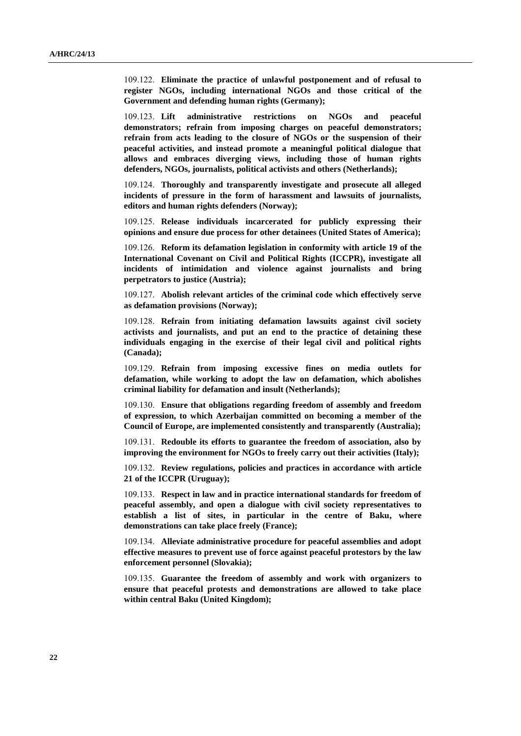109.122. **Eliminate the practice of unlawful postponement and of refusal to register NGOs, including international NGOs and those critical of the Government and defending human rights (Germany);**

109.123. **Lift administrative restrictions on NGOs and peaceful demonstrators; refrain from imposing charges on peaceful demonstrators; refrain from acts leading to the closure of NGOs or the suspension of their peaceful activities, and instead promote a meaningful political dialogue that allows and embraces diverging views, including those of human rights defenders, NGOs, journalists, political activists and others (Netherlands);**

109.124. **Thoroughly and transparently investigate and prosecute all alleged incidents of pressure in the form of harassment and lawsuits of journalists, editors and human rights defenders (Norway);**

109.125. **Release individuals incarcerated for publicly expressing their opinions and ensure due process for other detainees (United States of America);**

109.126. **Reform its defamation legislation in conformity with article 19 of the International Covenant on Civil and Political Rights (ICCPR), investigate all incidents of intimidation and violence against journalists and bring perpetrators to justice (Austria);**

109.127. **Abolish relevant articles of the criminal code which effectively serve as defamation provisions (Norway);**

109.128. **Refrain from initiating defamation lawsuits against civil society activists and journalists, and put an end to the practice of detaining these individuals engaging in the exercise of their legal civil and political rights (Canada);**

109.129. **Refrain from imposing excessive fines on media outlets for defamation, while working to adopt the law on defamation, which abolishes criminal liability for defamation and insult (Netherlands);**

109.130. **Ensure that obligations regarding freedom of assembly and freedom of expression, to which Azerbaijan committed on becoming a member of the Council of Europe, are implemented consistently and transparently (Australia);**

109.131. **Redouble its efforts to guarantee the freedom of association, also by improving the environment for NGOs to freely carry out their activities (Italy);**

109.132. **Review regulations, policies and practices in accordance with article 21 of the ICCPR (Uruguay);**

109.133. **Respect in law and in practice international standards for freedom of peaceful assembly, and open a dialogue with civil society representatives to establish a list of sites, in particular in the centre of Baku, where demonstrations can take place freely (France);**

109.134. **Alleviate administrative procedure for peaceful assemblies and adopt effective measures to prevent use of force against peaceful protestors by the law enforcement personnel (Slovakia);**

109.135. **Guarantee the freedom of assembly and work with organizers to ensure that peaceful protests and demonstrations are allowed to take place within central Baku (United Kingdom);**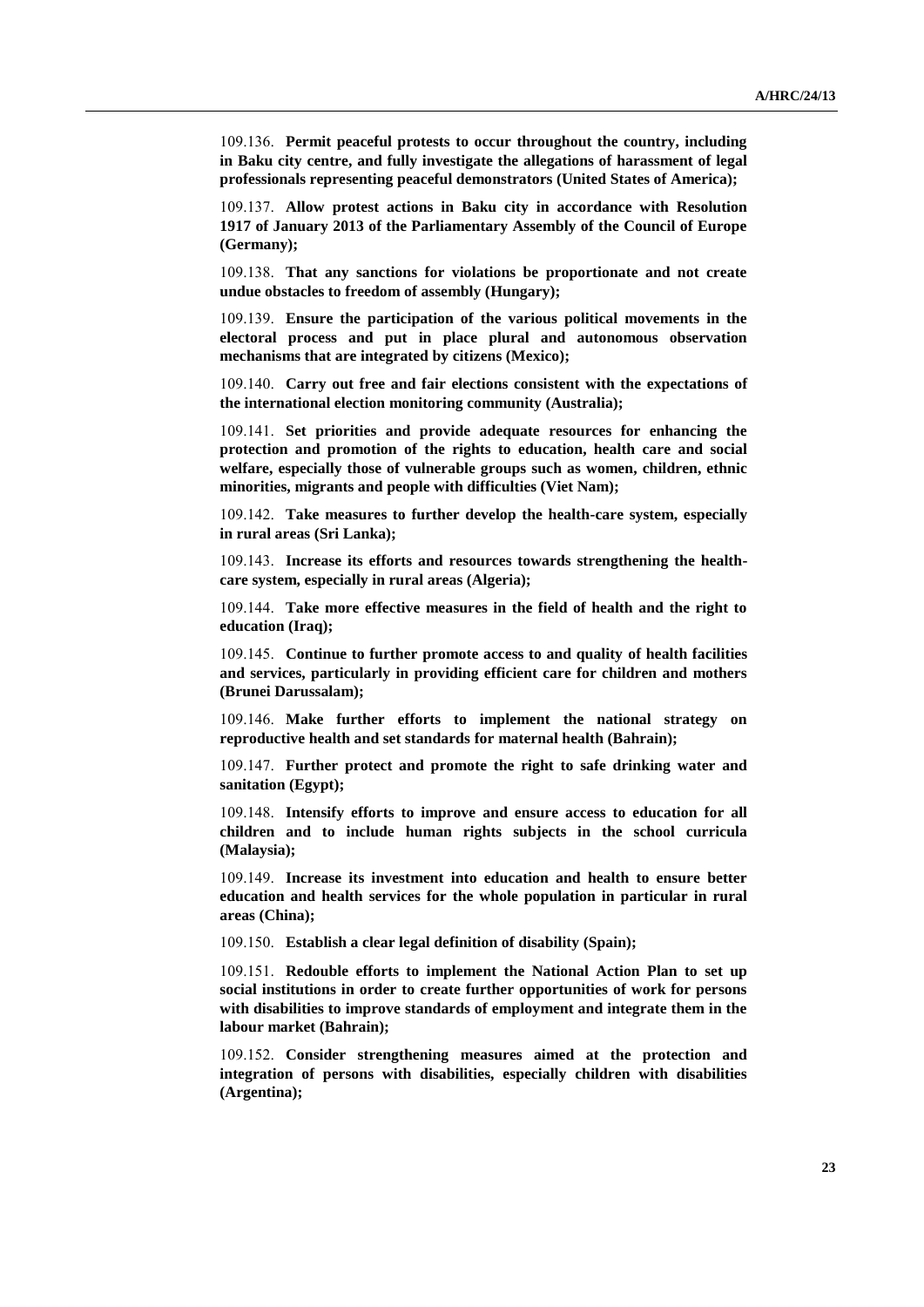109.136. **Permit peaceful protests to occur throughout the country, including in Baku city centre, and fully investigate the allegations of harassment of legal professionals representing peaceful demonstrators (United States of America);**

109.137. **Allow protest actions in Baku city in accordance with Resolution 1917 of January 2013 of the Parliamentary Assembly of the Council of Europe (Germany);**

109.138. **That any sanctions for violations be proportionate and not create undue obstacles to freedom of assembly (Hungary);**

109.139. **Ensure the participation of the various political movements in the electoral process and put in place plural and autonomous observation mechanisms that are integrated by citizens (Mexico);**

109.140. **Carry out free and fair elections consistent with the expectations of the international election monitoring community (Australia);**

109.141. **Set priorities and provide adequate resources for enhancing the protection and promotion of the rights to education, health care and social welfare, especially those of vulnerable groups such as women, children, ethnic minorities, migrants and people with difficulties (Viet Nam);**

109.142. **Take measures to further develop the health-care system, especially in rural areas (Sri Lanka);**

109.143. **Increase its efforts and resources towards strengthening the health-care system, especially in rural areas (Algeria);**

109.144. **Take more effective measures in the field of health and the right to education (Iraq);**

109.145. **Continue to further promote access to and quality of health facilities and services, particularly in providing efficient care for children and mothers (Brunei Darussalam);**

109.146. **Make further efforts to implement the national strategy on reproductive health and set standards for maternal health (Bahrain);**

109.147. **Further protect and promote the right to safe drinking water and sanitation (Egypt);**

109.148. **Intensify efforts to improve and ensure access to education for all children and to include human rights subjects in the school curricula (Malaysia);**

109.149. **Increase its investment into education and health to ensure better education and health services for the whole population in particular in rural areas (China);**

109.150. **Establish a clear legal definition of disability (Spain);**

109.151. **Redouble efforts to implement the National Action Plan to set up social institutions in order to create further opportunities of work for persons with disabilities to improve standards of employment and integrate them in the labour market (Bahrain);**

109.152. **Consider strengthening measures aimed at the protection and integration of persons with disabilities, especially children with disabilities (Argentina);**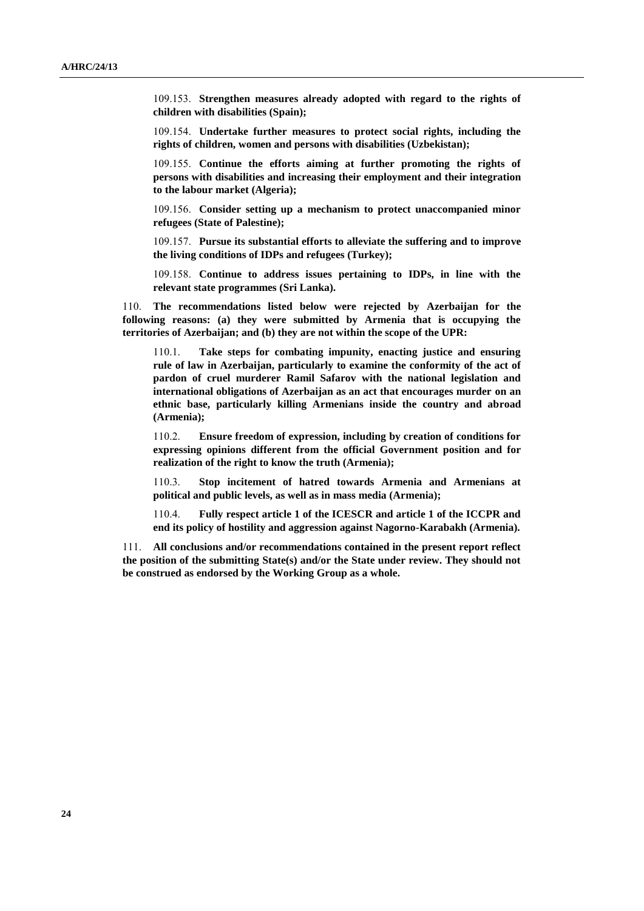109.153. **Strengthen measures already adopted with regard to the rights of children with disabilities (Spain);**

109.154. **Undertake further measures to protect social rights, including the rights of children, women and persons with disabilities (Uzbekistan);**

109.155. **Continue the efforts aiming at further promoting the rights of persons with disabilities and increasing their employment and their integration to the labour market (Algeria);**

109.156. **Consider setting up a mechanism to protect unaccompanied minor refugees (State of Palestine);**

109.157. **Pursue its substantial efforts to alleviate the suffering and to improve the living conditions of IDPs and refugees (Turkey);**

109.158. **Continue to address issues pertaining to IDPs, in line with the relevant state programmes (Sri Lanka).**

110. **The recommendations listed below were rejected by Azerbaijan for the following reasons: (a) they were submitted by Armenia that is occupying the territories of Azerbaijan; and (b) they are not within the scope of the UPR:**

110.1. **Take steps for combating impunity, enacting justice and ensuring rule of law in Azerbaijan, particularly to examine the conformity of the act of pardon of cruel murderer Ramil Safarov with the national legislation and international obligations of Azerbaijan as an act that encourages murder on an ethnic base, particularly killing Armenians inside the country and abroad (Armenia);**

110.2. **Ensure freedom of expression, including by creation of conditions for expressing opinions different from the official Government position and for realization of the right to know the truth (Armenia);**

110.3. **Stop incitement of hatred towards Armenia and Armenians at political and public levels, as well as in mass media (Armenia);**

110.4. **Fully respect article 1 of the ICESCR and article 1 of the ICCPR and end its policy of hostility and aggression against Nagorno-Karabakh (Armenia).**

111. **All conclusions and/or recommendations contained in the present report reflect the position of the submitting State(s) and/or the State under review. They should not be construed as endorsed by the Working Group as a whole.**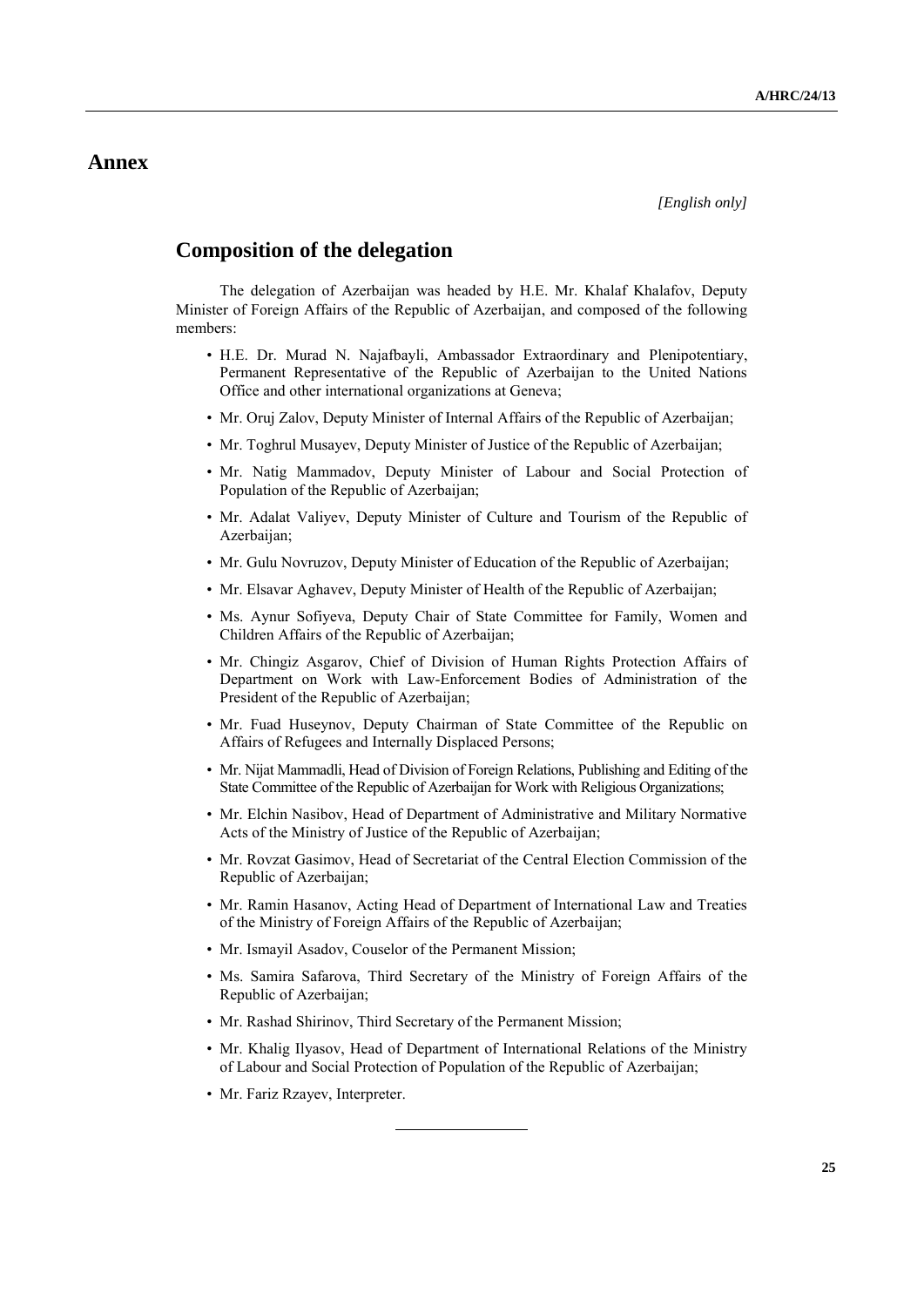# Annex

*[English only]*

## Composition of the delegation

The delegation of Azerbaijan was headed by H.E. Mr. Khalaf Khalafov, Deputy Minister of Foreign Affairs of the Republic of Azerbaijan, and composed of the following members:

- H.E. Dr. Murad N. Najafbayli, Ambassador Extraordinary and Plenipotentiary, Permanent Representative of the Republic of Azerbaijan to the United Nations Office and other international organizations at Geneva;
- Mr. Oruj Zalov, Deputy Minister of Internal Affairs of the Republic of Azerbaijan;
- Mr. Toghrul Musayev, Deputy Minister of Justice of the Republic of Azerbaijan;
- Mr. Natig Mammadov, Deputy Minister of Labour and Social Protection of Population of the Republic of Azerbaijan;
- Mr. Adalat Valiyev, Deputy Minister of Culture and Tourism of the Republic of Azerbaijan;
- Mr. Gulu Novruzov, Deputy Minister of Education of the Republic of Azerbaijan;
- Mr. Elsavar Aghavev, Deputy Minister of Health of the Republic of Azerbaijan;
- Ms. Aynur Sofiyeva, Deputy Chair of State Committee for Family, Women and Children Affairs of the Republic of Azerbaijan;
- Mr. Chingiz Asgarov, Chief of Division of Human Rights Protection Affairs of Department on Work with Law-Enforcement Bodies of Administration of the President of the Republic of Azerbaijan;
- Mr. Fuad Huseynov, Deputy Chairman of State Committee of the Republic on Affairs of Refugees and Internally Displaced Persons;
- Mr. Nijat Mammadli, Head of Division of Foreign Relations, Publishing and Editing of the State Committee of the Republic of Azerbaijan for Work with Religious Organizations;
- Mr. Elchin Nasibov, Head of Department of Administrative and Military Normative Acts of the Ministry of Justice of the Republic of Azerbaijan;
- Mr. Rovzat Gasimov, Head of Secretariat of the Central Election Commission of the Republic of Azerbaijan;
- Mr. Ramin Hasanov, Acting Head of Department of International Law and Treaties of the Ministry of Foreign Affairs of the Republic of Azerbaijan;
- Mr. Ismayil Asadov, Couselor of the Permanent Mission;
- Ms. Samira Safarova, Third Secretary of the Ministry of Foreign Affairs of the Republic of Azerbaijan;
- Mr. Rashad Shirinov, Third Secretary of the Permanent Mission;
- Mr. Khalig Ilyasov, Head of Department of International Relations of the Ministry of Labour and Social Protection of Population of the Republic of Azerbaijan;
- Mr. Fariz Rzayev, Interpreter.